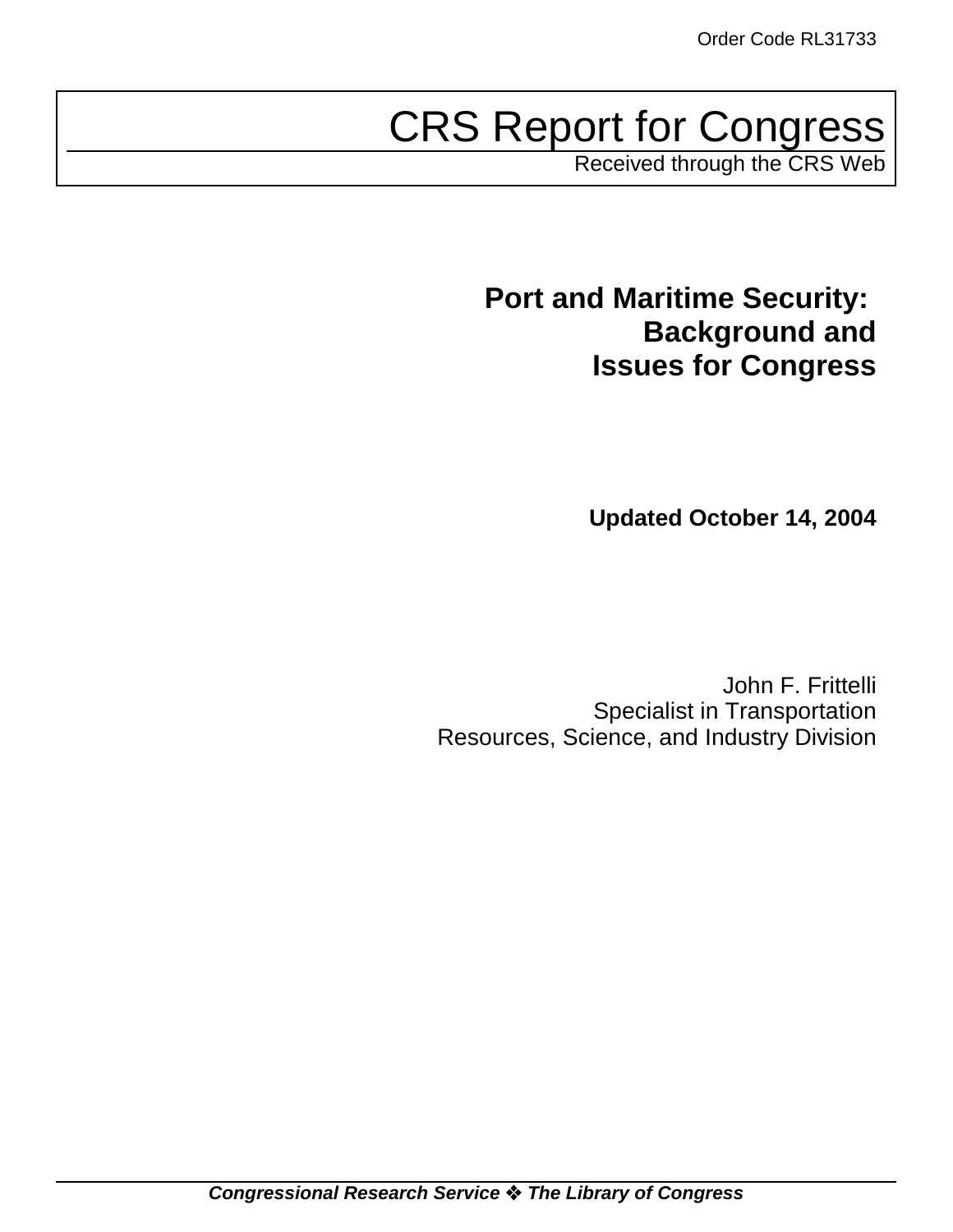Order Code RL31733

# CRS Report for Congress

Received through the CRS Web

## Port and Maritime Security: Background and Issues for Congress

**Updated October 14, 2004**

John F. Frittelli
Specialist in Transportation
Resources, Science, and Industry Division

***Congressional Research Service ❖ The Library of Congress***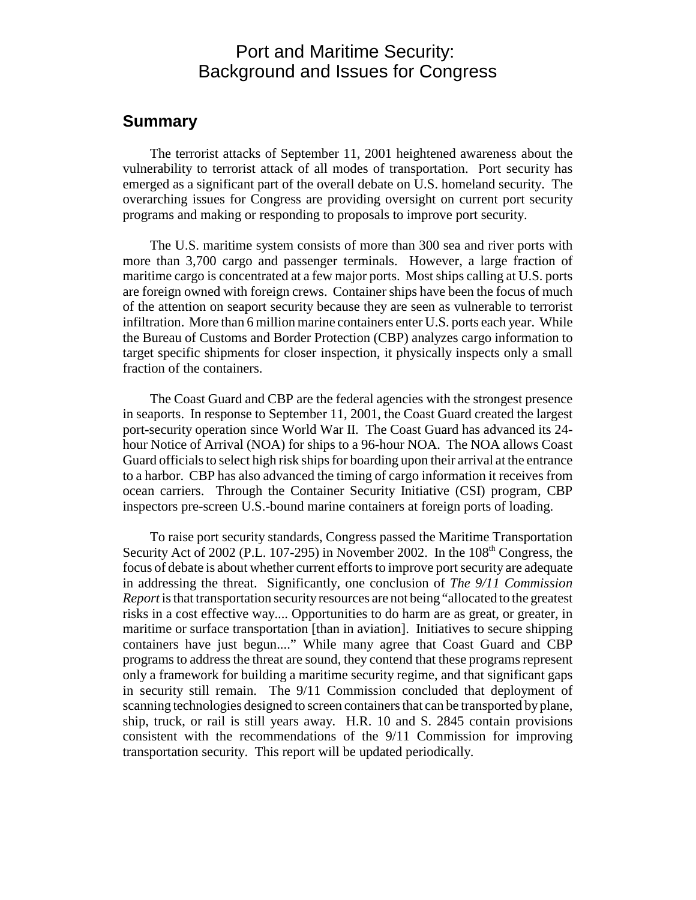# Port and Maritime Security: Background and Issues for Congress

## Summary

The terrorist attacks of September 11, 2001 heightened awareness about the vulnerability to terrorist attack of all modes of transportation. Port security has emerged as a significant part of the overall debate on U.S. homeland security. The overarching issues for Congress are providing oversight on current port security programs and making or responding to proposals to improve port security.

The U.S. maritime system consists of more than 300 sea and river ports with more than 3,700 cargo and passenger terminals. However, a large fraction of maritime cargo is concentrated at a few major ports. Most ships calling at U.S. ports are foreign owned with foreign crews. Container ships have been the focus of much of the attention on seaport security because they are seen as vulnerable to terrorist infiltration. More than 6 million marine containers enter U.S. ports each year. While the Bureau of Customs and Border Protection (CBP) analyzes cargo information to target specific shipments for closer inspection, it physically inspects only a small fraction of the containers.

The Coast Guard and CBP are the federal agencies with the strongest presence in seaports. In response to September 11, 2001, the Coast Guard created the largest port-security operation since World War II. The Coast Guard has advanced its 24-hour Notice of Arrival (NOA) for ships to a 96-hour NOA. The NOA allows Coast Guard officials to select high risk ships for boarding upon their arrival at the entrance to a harbor. CBP has also advanced the timing of cargo information it receives from ocean carriers. Through the Container Security Initiative (CSI) program, CBP inspectors pre-screen U.S.-bound marine containers at foreign ports of loading.

To raise port security standards, Congress passed the Maritime Transportation Security Act of 2002 (P.L. 107-295) in November 2002. In the 108th Congress, the focus of debate is about whether current efforts to improve port security are adequate in addressing the threat. Significantly, one conclusion of *The 9/11 Commission Report* is that transportation security resources are not being "allocated to the greatest risks in a cost effective way.... Opportunities to do harm are as great, or greater, in maritime or surface transportation [than in aviation]. Initiatives to secure shipping containers have just begun...." While many agree that Coast Guard and CBP programs to address the threat are sound, they contend that these programs represent only a framework for building a maritime security regime, and that significant gaps in security still remain. The 9/11 Commission concluded that deployment of scanning technologies designed to screen containers that can be transported by plane, ship, truck, or rail is still years away. H.R. 10 and S. 2845 contain provisions consistent with the recommendations of the 9/11 Commission for improving transportation security. This report will be updated periodically.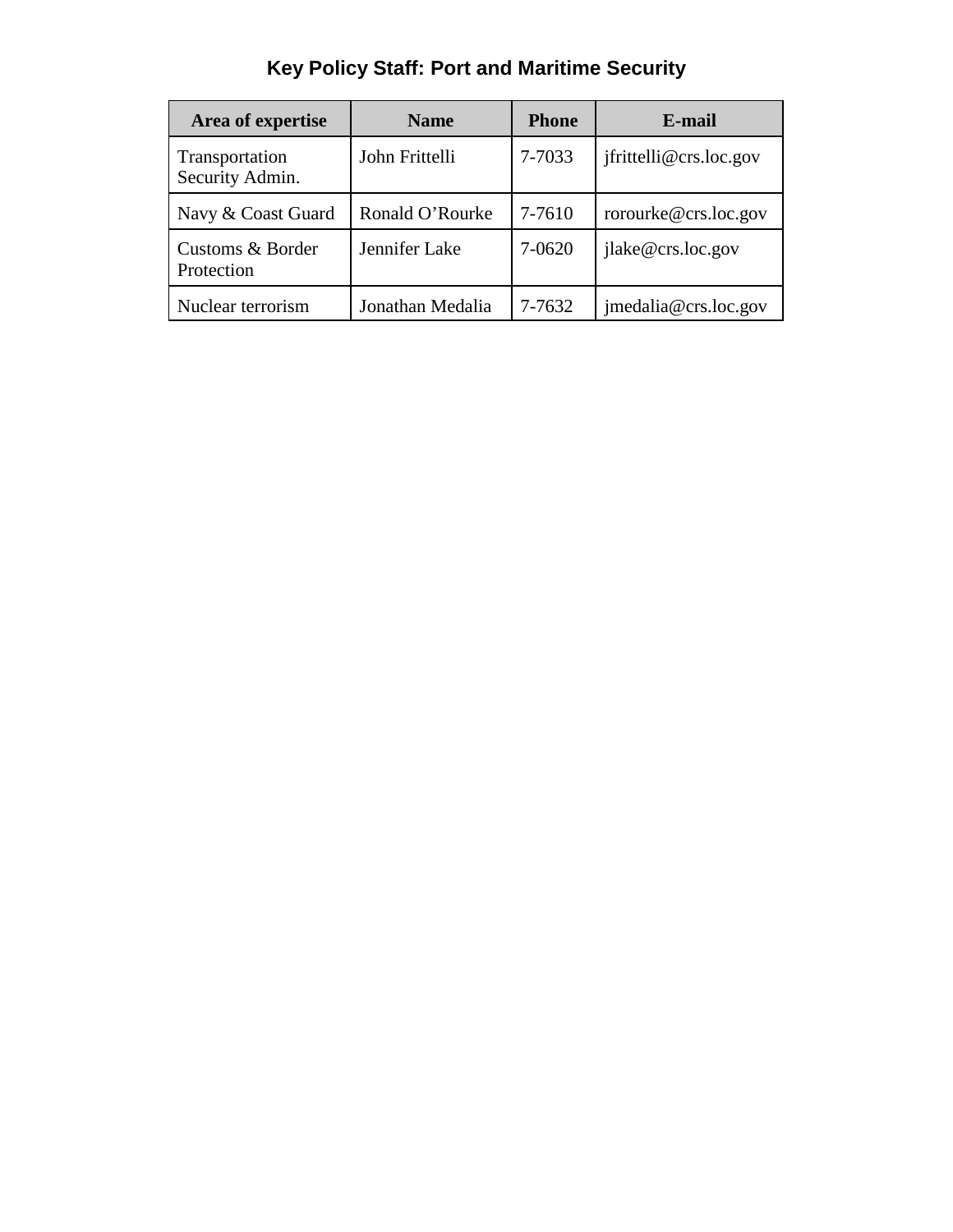# Key Policy Staff: Port and Maritime Security

| Area of expertise | Name | Phone | E-mail |
|---|---|---|---|
| Transportation Security Admin. | John Frittelli | 7-7033 | jfrittelli@crs.loc.gov |
| Navy & Coast Guard | Ronald O'Rourke | 7-7610 | rorourke@crs.loc.gov |
| Customs & Border Protection | Jennifer Lake | 7-0620 | jlake@crs.loc.gov |
| Nuclear terrorism | Jonathan Medalia | 7-7632 | jmedalia@crs.loc.gov |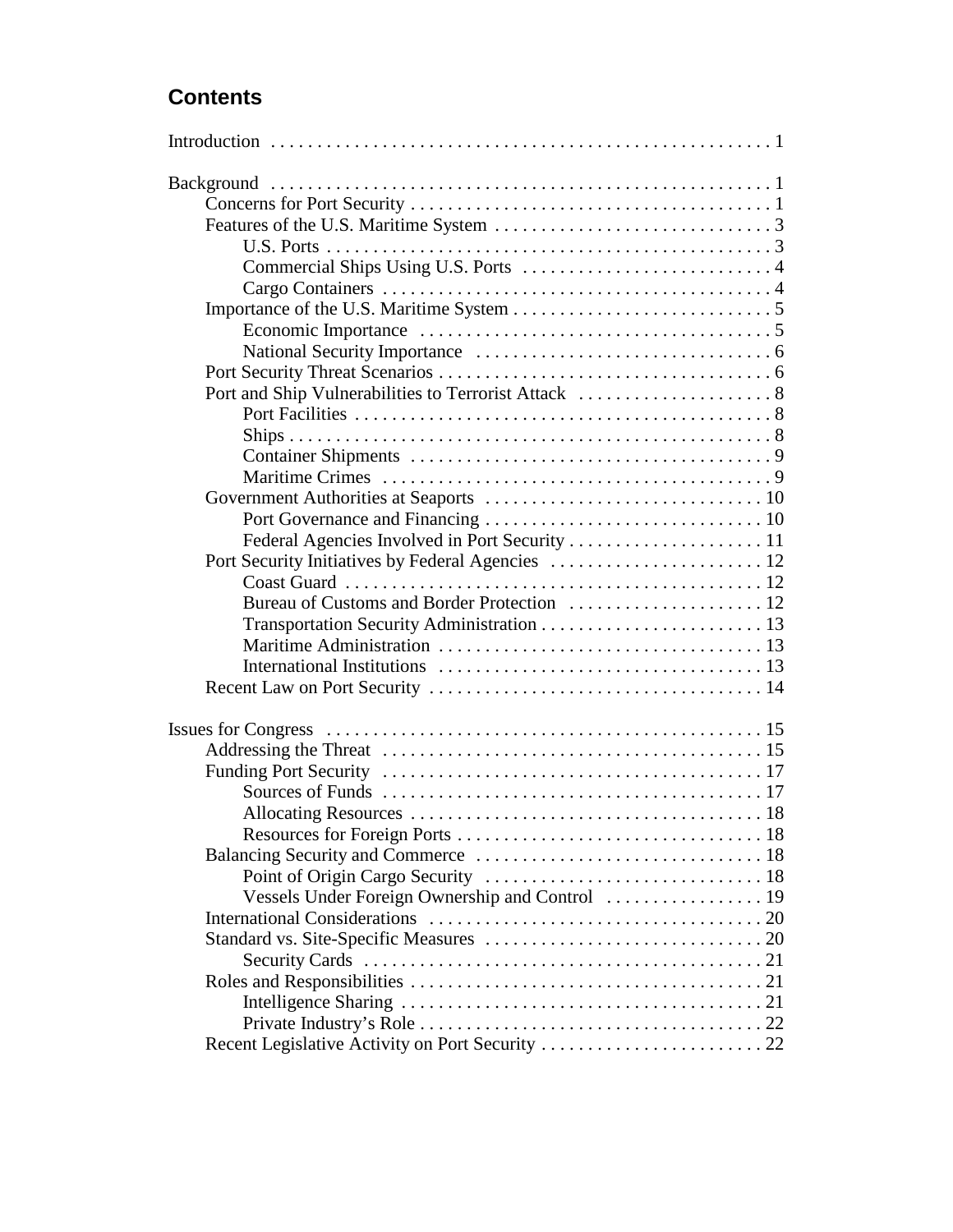## Contents

Introduction . . . . . . . . . . . . . . . . . . . . . . . . . . . . . . . . . . . . . . . . . . . . . . . . . . . . . 1

Background . . . . . . . . . . . . . . . . . . . . . . . . . . . . . . . . . . . . . . . . . . . . . . . . . . . . . 1
- Concerns for Port Security . . . . . . . . . . . . . . . . . . . . . . . . . . . . . . . . . . . . . . . 1
- Features of the U.S. Maritime System . . . . . . . . . . . . . . . . . . . . . . . . . . . . . . 3
  - U.S. Ports . . . . . . . . . . . . . . . . . . . . . . . . . . . . . . . . . . . . . . . . . . . . . . . . 3
  - Commercial Ships Using U.S. Ports . . . . . . . . . . . . . . . . . . . . . . . . . . . 4
  - Cargo Containers . . . . . . . . . . . . . . . . . . . . . . . . . . . . . . . . . . . . . . . . . . 4
- Importance of the U.S. Maritime System . . . . . . . . . . . . . . . . . . . . . . . . . . . . 5
  - Economic Importance . . . . . . . . . . . . . . . . . . . . . . . . . . . . . . . . . . . . . . 5
  - National Security Importance . . . . . . . . . . . . . . . . . . . . . . . . . . . . . . . . 6
- Port Security Threat Scenarios . . . . . . . . . . . . . . . . . . . . . . . . . . . . . . . . . . . . 6
- Port and Ship Vulnerabilities to Terrorist Attack . . . . . . . . . . . . . . . . . . . . . 8
  - Port Facilities . . . . . . . . . . . . . . . . . . . . . . . . . . . . . . . . . . . . . . . . . . . . . 8
  - Ships . . . . . . . . . . . . . . . . . . . . . . . . . . . . . . . . . . . . . . . . . . . . . . . . . . . . 8
  - Container Shipments . . . . . . . . . . . . . . . . . . . . . . . . . . . . . . . . . . . . . . . 9
  - Maritime Crimes . . . . . . . . . . . . . . . . . . . . . . . . . . . . . . . . . . . . . . . . . . 9
- Government Authorities at Seaports . . . . . . . . . . . . . . . . . . . . . . . . . . . . . . 10
  - Port Governance and Financing . . . . . . . . . . . . . . . . . . . . . . . . . . . . . . 10
  - Federal Agencies Involved in Port Security . . . . . . . . . . . . . . . . . . . . . 11
- Port Security Initiatives by Federal Agencies . . . . . . . . . . . . . . . . . . . . . . . 12
  - Coast Guard . . . . . . . . . . . . . . . . . . . . . . . . . . . . . . . . . . . . . . . . . . . . . 12
  - Bureau of Customs and Border Protection . . . . . . . . . . . . . . . . . . . . . 12
  - Transportation Security Administration . . . . . . . . . . . . . . . . . . . . . . . . 13
  - Maritime Administration . . . . . . . . . . . . . . . . . . . . . . . . . . . . . . . . . . . 13
  - International Institutions . . . . . . . . . . . . . . . . . . . . . . . . . . . . . . . . . . . 13
- Recent Law on Port Security . . . . . . . . . . . . . . . . . . . . . . . . . . . . . . . . . . . . 14

Issues for Congress . . . . . . . . . . . . . . . . . . . . . . . . . . . . . . . . . . . . . . . . . . . . . . . 15
- Addressing the Threat . . . . . . . . . . . . . . . . . . . . . . . . . . . . . . . . . . . . . . . . . 15
- Funding Port Security . . . . . . . . . . . . . . . . . . . . . . . . . . . . . . . . . . . . . . . . . 17
  - Sources of Funds . . . . . . . . . . . . . . . . . . . . . . . . . . . . . . . . . . . . . . . . . 17
  - Allocating Resources . . . . . . . . . . . . . . . . . . . . . . . . . . . . . . . . . . . . . . 18
  - Resources for Foreign Ports . . . . . . . . . . . . . . . . . . . . . . . . . . . . . . . . . 18
- Balancing Security and Commerce . . . . . . . . . . . . . . . . . . . . . . . . . . . . . . . 18
  - Point of Origin Cargo Security . . . . . . . . . . . . . . . . . . . . . . . . . . . . . . 18
  - Vessels Under Foreign Ownership and Control . . . . . . . . . . . . . . . . . 19
- International Considerations . . . . . . . . . . . . . . . . . . . . . . . . . . . . . . . . . . . . 20
- Standard vs. Site-Specific Measures . . . . . . . . . . . . . . . . . . . . . . . . . . . . . . 20
  - Security Cards . . . . . . . . . . . . . . . . . . . . . . . . . . . . . . . . . . . . . . . . . . . 21
- Roles and Responsibilities . . . . . . . . . . . . . . . . . . . . . . . . . . . . . . . . . . . . . . 21
  - Intelligence Sharing . . . . . . . . . . . . . . . . . . . . . . . . . . . . . . . . . . . . . . . 21
  - Private Industry's Role . . . . . . . . . . . . . . . . . . . . . . . . . . . . . . . . . . . . . 22
- Recent Legislative Activity on Port Security . . . . . . . . . . . . . . . . . . . . . . . . 22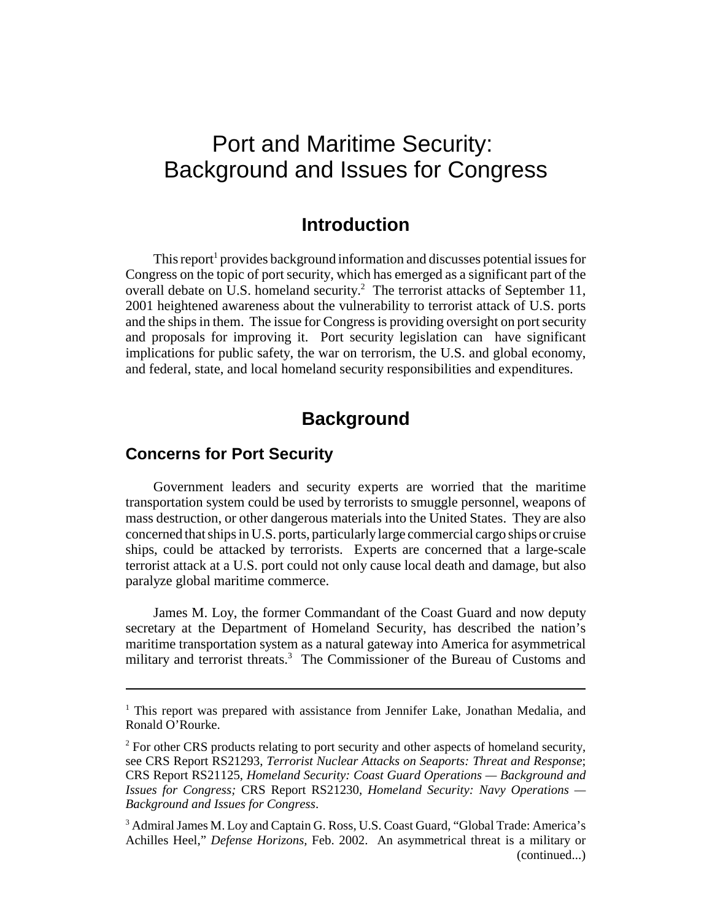# Port and Maritime Security: Background and Issues for Congress

## Introduction

This report[1] provides background information and discusses potential issues for Congress on the topic of port security, which has emerged as a significant part of the overall debate on U.S. homeland security.[2] The terrorist attacks of September 11, 2001 heightened awareness about the vulnerability to terrorist attack of U.S. ports and the ships in them. The issue for Congress is providing oversight on port security and proposals for improving it. Port security legislation can have significant implications for public safety, the war on terrorism, the U.S. and global economy, and federal, state, and local homeland security responsibilities and expenditures.

## Background

### Concerns for Port Security

Government leaders and security experts are worried that the maritime transportation system could be used by terrorists to smuggle personnel, weapons of mass destruction, or other dangerous materials into the United States. They are also concerned that ships in U.S. ports, particularly large commercial cargo ships or cruise ships, could be attacked by terrorists. Experts are concerned that a large-scale terrorist attack at a U.S. port could not only cause local death and damage, but also paralyze global maritime commerce.

James M. Loy, the former Commandant of the Coast Guard and now deputy secretary at the Department of Homeland Security, has described the nation's maritime transportation system as a natural gateway into America for asymmetrical military and terrorist threats.[3] The Commissioner of the Bureau of Customs and

---

[1] This report was prepared with assistance from Jennifer Lake, Jonathan Medalia, and Ronald O'Rourke.

[2] For other CRS products relating to port security and other aspects of homeland security, see CRS Report RS21293, *Terrorist Nuclear Attacks on Seaports: Threat and Response*; CRS Report RS21125, *Homeland Security: Coast Guard Operations — Background and Issues for Congress;* CRS Report RS21230, *Homeland Security: Navy Operations — Background and Issues for Congress*.

[3] Admiral James M. Loy and Captain G. Ross, U.S. Coast Guard, "Global Trade: America's Achilles Heel," *Defense Horizons*, Feb. 2002. An asymmetrical threat is a military or (continued...)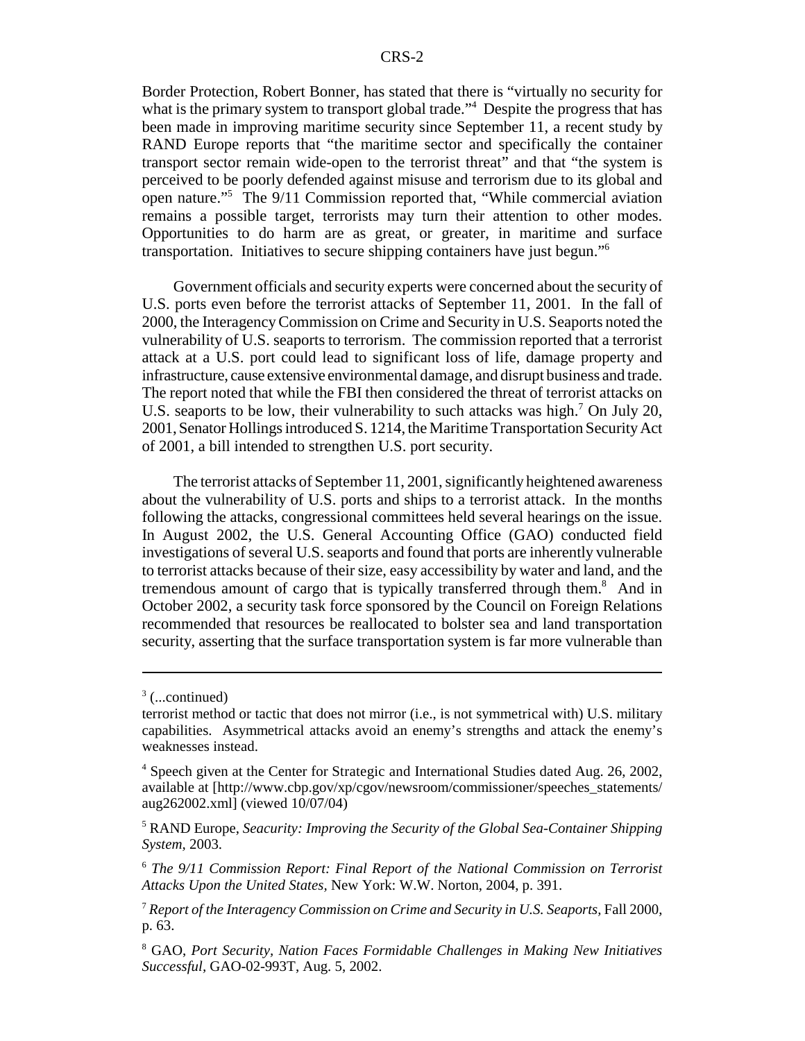Border Protection, Robert Bonner, has stated that there is "virtually no security for what is the primary system to transport global trade."[4] Despite the progress that has been made in improving maritime security since September 11, a recent study by RAND Europe reports that "the maritime sector and specifically the container transport sector remain wide-open to the terrorist threat" and that "the system is perceived to be poorly defended against misuse and terrorism due to its global and open nature."[5] The 9/11 Commission reported that, "While commercial aviation remains a possible target, terrorists may turn their attention to other modes. Opportunities to do harm are as great, or greater, in maritime and surface transportation. Initiatives to secure shipping containers have just begun."[6]

Government officials and security experts were concerned about the security of U.S. ports even before the terrorist attacks of September 11, 2001. In the fall of 2000, the Interagency Commission on Crime and Security in U.S. Seaports noted the vulnerability of U.S. seaports to terrorism. The commission reported that a terrorist attack at a U.S. port could lead to significant loss of life, damage property and infrastructure, cause extensive environmental damage, and disrupt business and trade. The report noted that while the FBI then considered the threat of terrorist attacks on U.S. seaports to be low, their vulnerability to such attacks was high.[7] On July 20, 2001, Senator Hollings introduced S. 1214, the Maritime Transportation Security Act of 2001, a bill intended to strengthen U.S. port security.

The terrorist attacks of September 11, 2001, significantly heightened awareness about the vulnerability of U.S. ports and ships to a terrorist attack. In the months following the attacks, congressional committees held several hearings on the issue. In August 2002, the U.S. General Accounting Office (GAO) conducted field investigations of several U.S. seaports and found that ports are inherently vulnerable to terrorist attacks because of their size, easy accessibility by water and land, and the tremendous amount of cargo that is typically transferred through them.[8] And in October 2002, a security task force sponsored by the Council on Foreign Relations recommended that resources be reallocated to bolster sea and land transportation security, asserting that the surface transportation system is far more vulnerable than

---

[3] (...continued)
terrorist method or tactic that does not mirror (i.e., is not symmetrical with) U.S. military capabilities. Asymmetrical attacks avoid an enemy's strengths and attack the enemy's weaknesses instead.

[4] Speech given at the Center for Strategic and International Studies dated Aug. 26, 2002, available at [http://www.cbp.gov/xp/cgov/newsroom/commissioner/speeches_statements/aug262002.xml] (viewed 10/07/04)

[5] RAND Europe, *Seacurity: Improving the Security of the Global Sea-Container Shipping System*, 2003.

[6] *The 9/11 Commission Report: Final Report of the National Commission on Terrorist Attacks Upon the United States,* New York: W.W. Norton, 2004, p. 391.

[7] *Report of the Interagency Commission on Crime and Security in U.S. Seaports,* Fall 2000, p. 63.

[8] GAO, *Port Security, Nation Faces Formidable Challenges in Making New Initiatives Successful*, GAO-02-993T, Aug. 5, 2002.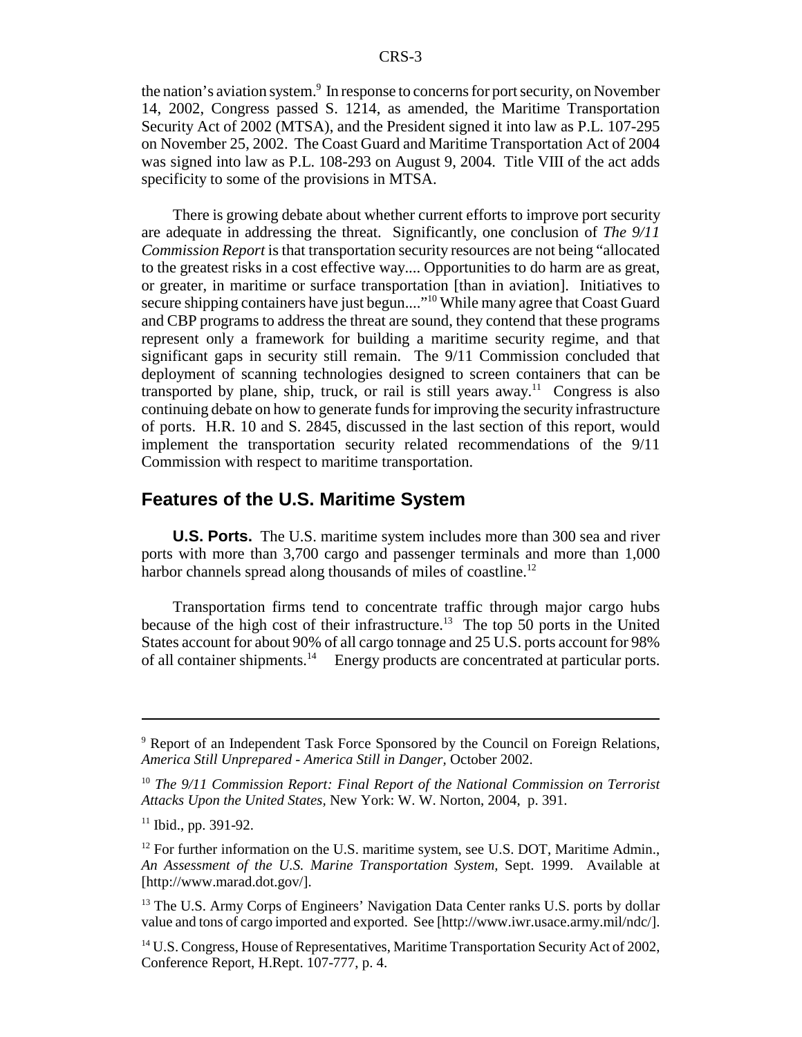the nation's aviation system.[9] In response to concerns for port security, on November 14, 2002, Congress passed S. 1214, as amended, the Maritime Transportation Security Act of 2002 (MTSA), and the President signed it into law as P.L. 107-295 on November 25, 2002. The Coast Guard and Maritime Transportation Act of 2004 was signed into law as P.L. 108-293 on August 9, 2004. Title VIII of the act adds specificity to some of the provisions in MTSA.

There is growing debate about whether current efforts to improve port security are adequate in addressing the threat. Significantly, one conclusion of *The 9/11 Commission Report* is that transportation security resources are not being "allocated to the greatest risks in a cost effective way.... Opportunities to do harm are as great, or greater, in maritime or surface transportation [than in aviation]. Initiatives to secure shipping containers have just begun...."[10] While many agree that Coast Guard and CBP programs to address the threat are sound, they contend that these programs represent only a framework for building a maritime security regime, and that significant gaps in security still remain. The 9/11 Commission concluded that deployment of scanning technologies designed to screen containers that can be transported by plane, ship, truck, or rail is still years away.[11] Congress is also continuing debate on how to generate funds for improving the security infrastructure of ports. H.R. 10 and S. 2845, discussed in the last section of this report, would implement the transportation security related recommendations of the 9/11 Commission with respect to maritime transportation.

## Features of the U.S. Maritime System

**U.S. Ports.** The U.S. maritime system includes more than 300 sea and river ports with more than 3,700 cargo and passenger terminals and more than 1,000 harbor channels spread along thousands of miles of coastline.[12]

Transportation firms tend to concentrate traffic through major cargo hubs because of the high cost of their infrastructure.[13] The top 50 ports in the United States account for about 90% of all cargo tonnage and 25 U.S. ports account for 98% of all container shipments.[14] Energy products are concentrated at particular ports.

---

[9] Report of an Independent Task Force Sponsored by the Council on Foreign Relations, *America Still Unprepared - America Still in Danger*, October 2002.

[10] *The 9/11 Commission Report: Final Report of the National Commission on Terrorist Attacks Upon the United States*, New York: W. W. Norton, 2004, p. 391.

[11] Ibid., pp. 391-92.

[12] For further information on the U.S. maritime system, see U.S. DOT, Maritime Admin., *An Assessment of the U.S. Marine Transportation System*, Sept. 1999. Available at [http://www.marad.dot.gov/].

[13] The U.S. Army Corps of Engineers' Navigation Data Center ranks U.S. ports by dollar value and tons of cargo imported and exported. See [http://www.iwr.usace.army.mil/ndc/].

[14] U.S. Congress, House of Representatives, Maritime Transportation Security Act of 2002, Conference Report, H.Rept. 107-777, p. 4.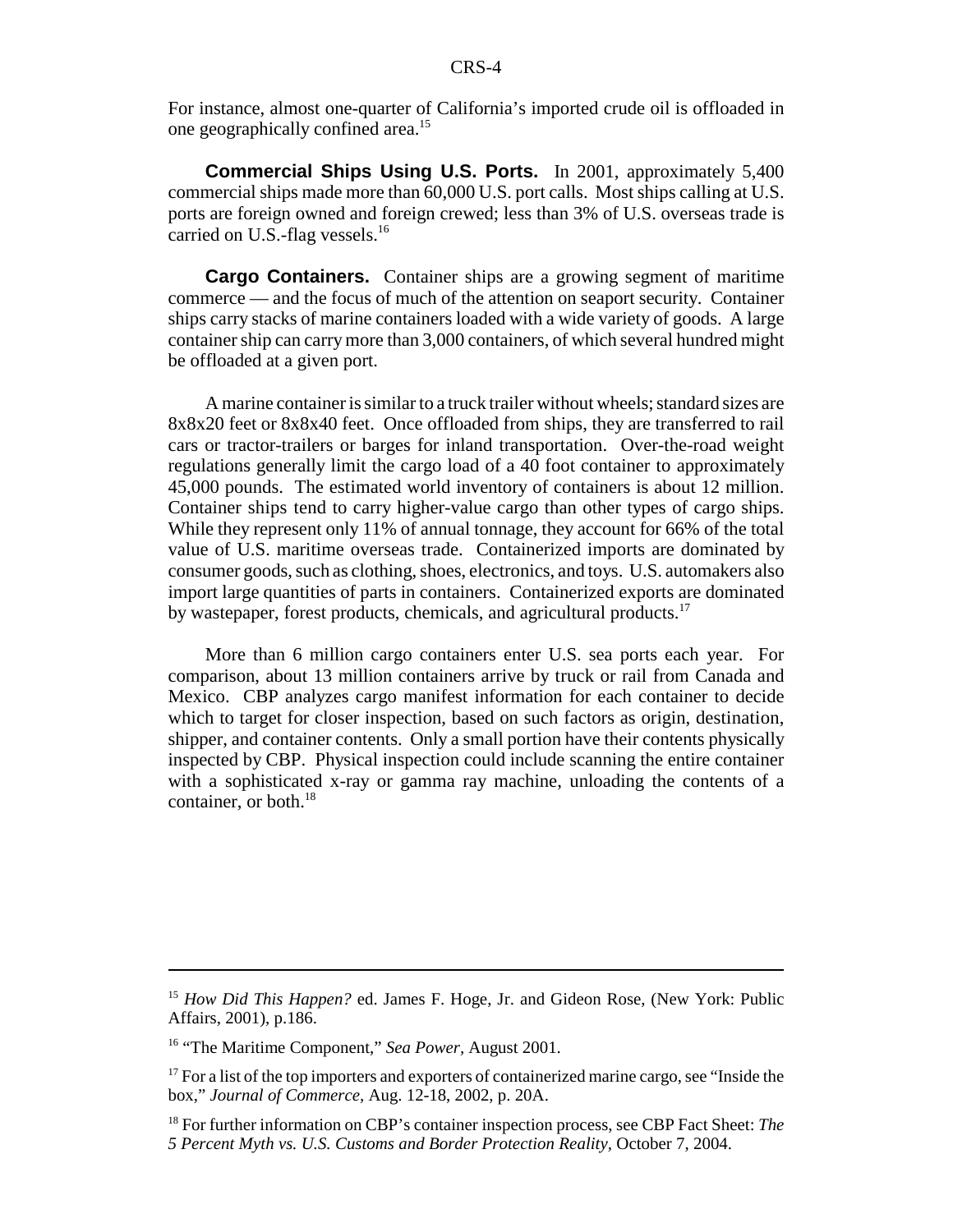For instance, almost one-quarter of California's imported crude oil is offloaded in one geographically confined area.[15]

**Commercial Ships Using U.S. Ports.** In 2001, approximately 5,400 commercial ships made more than 60,000 U.S. port calls. Most ships calling at U.S. ports are foreign owned and foreign crewed; less than 3% of U.S. overseas trade is carried on U.S.-flag vessels.[16]

**Cargo Containers.** Container ships are a growing segment of maritime commerce — and the focus of much of the attention on seaport security. Container ships carry stacks of marine containers loaded with a wide variety of goods. A large container ship can carry more than 3,000 containers, of which several hundred might be offloaded at a given port.

A marine container is similar to a truck trailer without wheels; standard sizes are 8x8x20 feet or 8x8x40 feet. Once offloaded from ships, they are transferred to rail cars or tractor-trailers or barges for inland transportation. Over-the-road weight regulations generally limit the cargo load of a 40 foot container to approximately 45,000 pounds. The estimated world inventory of containers is about 12 million. Container ships tend to carry higher-value cargo than other types of cargo ships. While they represent only 11% of annual tonnage, they account for 66% of the total value of U.S. maritime overseas trade. Containerized imports are dominated by consumer goods, such as clothing, shoes, electronics, and toys. U.S. automakers also import large quantities of parts in containers. Containerized exports are dominated by wastepaper, forest products, chemicals, and agricultural products.[17]

More than 6 million cargo containers enter U.S. sea ports each year. For comparison, about 13 million containers arrive by truck or rail from Canada and Mexico. CBP analyzes cargo manifest information for each container to decide which to target for closer inspection, based on such factors as origin, destination, shipper, and container contents. Only a small portion have their contents physically inspected by CBP. Physical inspection could include scanning the entire container with a sophisticated x-ray or gamma ray machine, unloading the contents of a container, or both.[18]

---

[15] *How Did This Happen?* ed. James F. Hoge, Jr. and Gideon Rose, (New York: Public Affairs, 2001), p.186.

[16] "The Maritime Component," *Sea Power*, August 2001.

[17] For a list of the top importers and exporters of containerized marine cargo, see "Inside the box," *Journal of Commerce*, Aug. 12-18, 2002, p. 20A.

[18] For further information on CBP's container inspection process, see CBP Fact Sheet: *The 5 Percent Myth vs. U.S. Customs and Border Protection Reality*, October 7, 2004.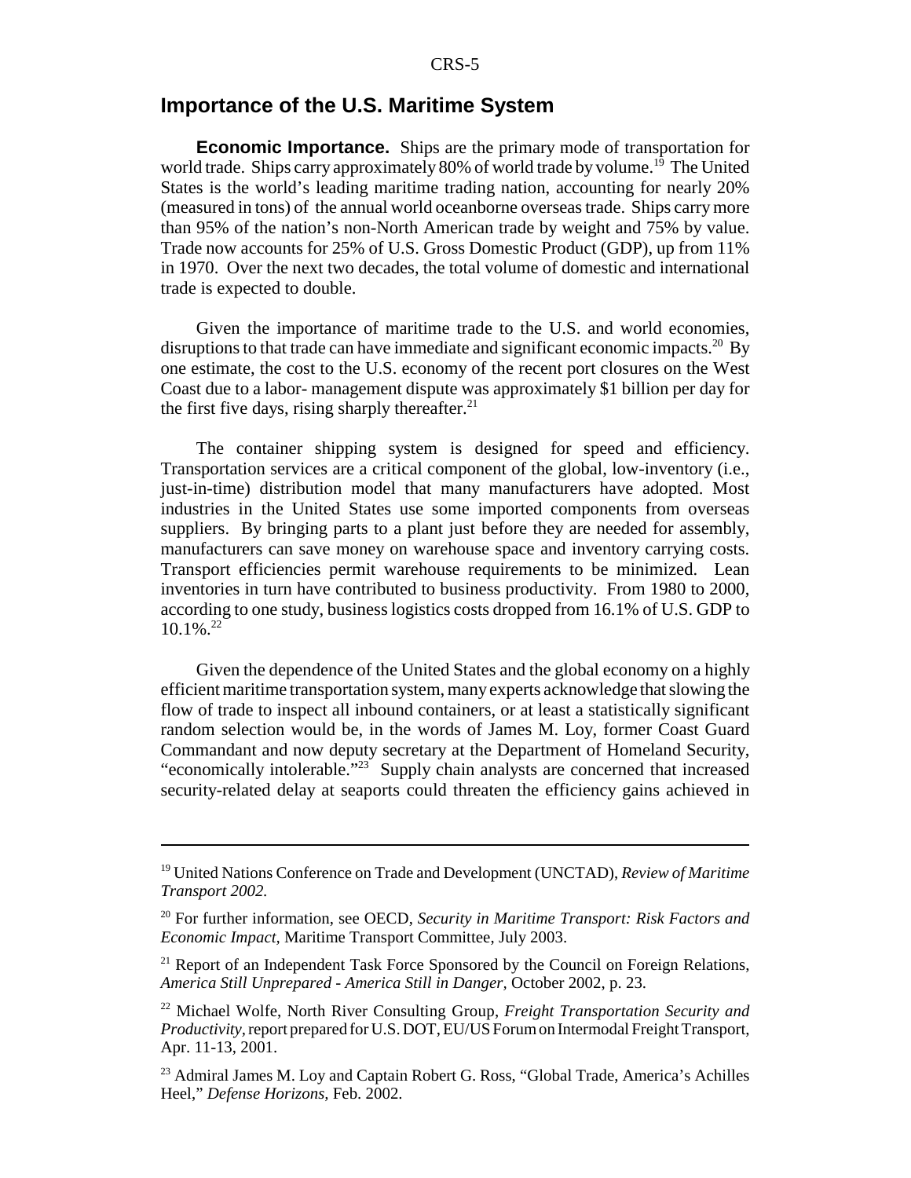## Importance of the U.S. Maritime System

**Economic Importance.** Ships are the primary mode of transportation for world trade. Ships carry approximately 80% of world trade by volume.[19] The United States is the world's leading maritime trading nation, accounting for nearly 20% (measured in tons) of the annual world oceanborne overseas trade. Ships carry more than 95% of the nation's non-North American trade by weight and 75% by value. Trade now accounts for 25% of U.S. Gross Domestic Product (GDP), up from 11% in 1970. Over the next two decades, the total volume of domestic and international trade is expected to double.

Given the importance of maritime trade to the U.S. and world economies, disruptions to that trade can have immediate and significant economic impacts.[20] By one estimate, the cost to the U.S. economy of the recent port closures on the West Coast due to a labor- management dispute was approximately $1 billion per day for the first five days, rising sharply thereafter.[21]

The container shipping system is designed for speed and efficiency. Transportation services are a critical component of the global, low-inventory (i.e., just-in-time) distribution model that many manufacturers have adopted. Most industries in the United States use some imported components from overseas suppliers. By bringing parts to a plant just before they are needed for assembly, manufacturers can save money on warehouse space and inventory carrying costs. Transport efficiencies permit warehouse requirements to be minimized. Lean inventories in turn have contributed to business productivity. From 1980 to 2000, according to one study, business logistics costs dropped from 16.1% of U.S. GDP to 10.1%.[22]

Given the dependence of the United States and the global economy on a highly efficient maritime transportation system, many experts acknowledge that slowing the flow of trade to inspect all inbound containers, or at least a statistically significant random selection would be, in the words of James M. Loy, former Coast Guard Commandant and now deputy secretary at the Department of Homeland Security, "economically intolerable."[23] Supply chain analysts are concerned that increased security-related delay at seaports could threaten the efficiency gains achieved in

---

[19] United Nations Conference on Trade and Development (UNCTAD), *Review of Maritime Transport 2002.*

[20] For further information, see OECD, *Security in Maritime Transport: Risk Factors and Economic Impact,* Maritime Transport Committee, July 2003.

[21] Report of an Independent Task Force Sponsored by the Council on Foreign Relations, *America Still Unprepared - America Still in Danger*, October 2002, p. 23.

[22] Michael Wolfe, North River Consulting Group, *Freight Transportation Security and Productivity*, report prepared for U.S. DOT, EU/US Forum on Intermodal Freight Transport, Apr. 11-13, 2001.

[23] Admiral James M. Loy and Captain Robert G. Ross, "Global Trade, America's Achilles Heel," *Defense Horizons*, Feb. 2002.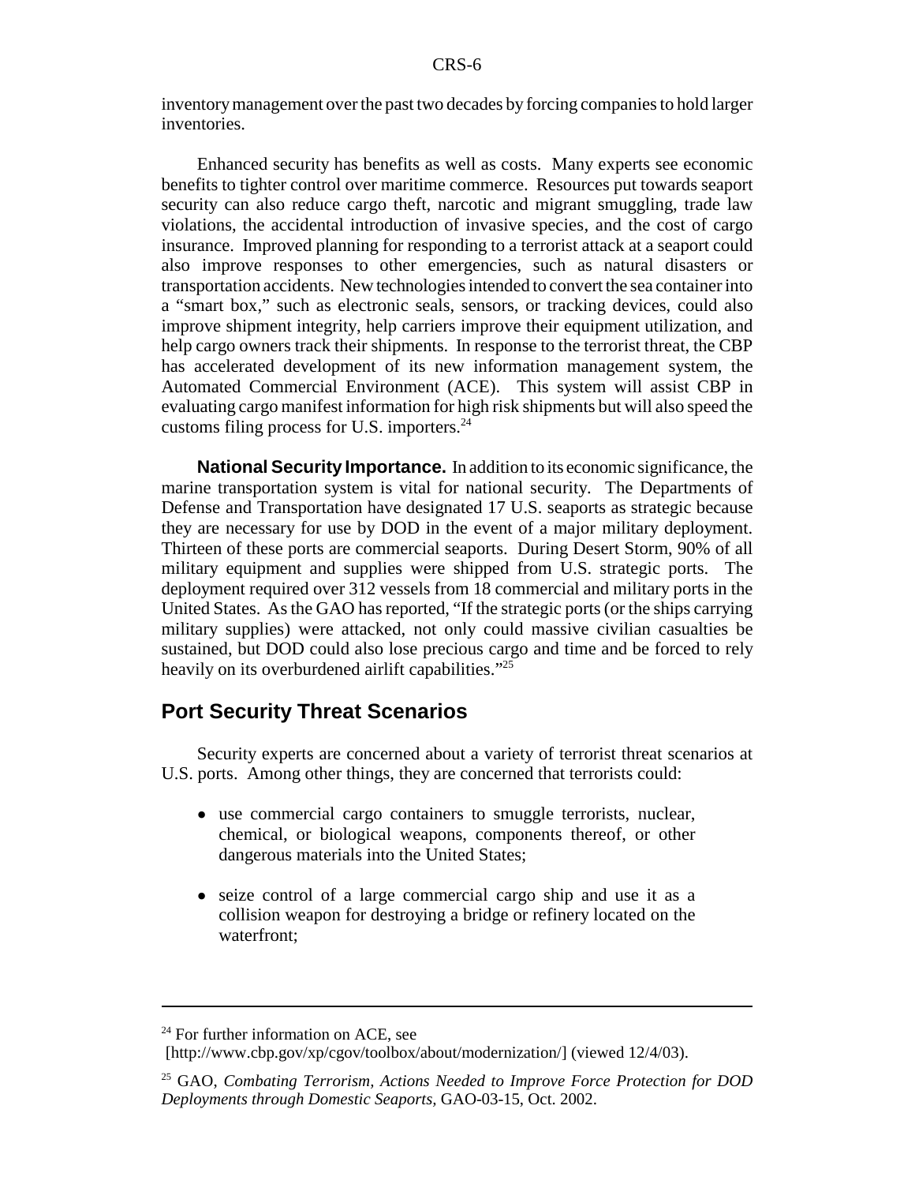inventory management over the past two decades by forcing companies to hold larger inventories.

Enhanced security has benefits as well as costs. Many experts see economic benefits to tighter control over maritime commerce. Resources put towards seaport security can also reduce cargo theft, narcotic and migrant smuggling, trade law violations, the accidental introduction of invasive species, and the cost of cargo insurance. Improved planning for responding to a terrorist attack at a seaport could also improve responses to other emergencies, such as natural disasters or transportation accidents. New technologies intended to convert the sea container into a "smart box," such as electronic seals, sensors, or tracking devices, could also improve shipment integrity, help carriers improve their equipment utilization, and help cargo owners track their shipments. In response to the terrorist threat, the CBP has accelerated development of its new information management system, the Automated Commercial Environment (ACE). This system will assist CBP in evaluating cargo manifest information for high risk shipments but will also speed the customs filing process for U.S. importers.[24]

**National Security Importance.** In addition to its economic significance, the marine transportation system is vital for national security. The Departments of Defense and Transportation have designated 17 U.S. seaports as strategic because they are necessary for use by DOD in the event of a major military deployment. Thirteen of these ports are commercial seaports. During Desert Storm, 90% of all military equipment and supplies were shipped from U.S. strategic ports. The deployment required over 312 vessels from 18 commercial and military ports in the United States. As the GAO has reported, "If the strategic ports (or the ships carrying military supplies) were attacked, not only could massive civilian casualties be sustained, but DOD could also lose precious cargo and time and be forced to rely heavily on its overburdened airlift capabilities."[25]

## Port Security Threat Scenarios

Security experts are concerned about a variety of terrorist threat scenarios at U.S. ports. Among other things, they are concerned that terrorists could:

- use commercial cargo containers to smuggle terrorists, nuclear, chemical, or biological weapons, components thereof, or other dangerous materials into the United States;
- seize control of a large commercial cargo ship and use it as a collision weapon for destroying a bridge or refinery located on the waterfront;

---

[24] For further information on ACE, see [http://www.cbp.gov/xp/cgov/toolbox/about/modernization/] (viewed 12/4/03).

[25] GAO, *Combating Terrorism, Actions Needed to Improve Force Protection for DOD Deployments through Domestic Seaports*, GAO-03-15, Oct. 2002.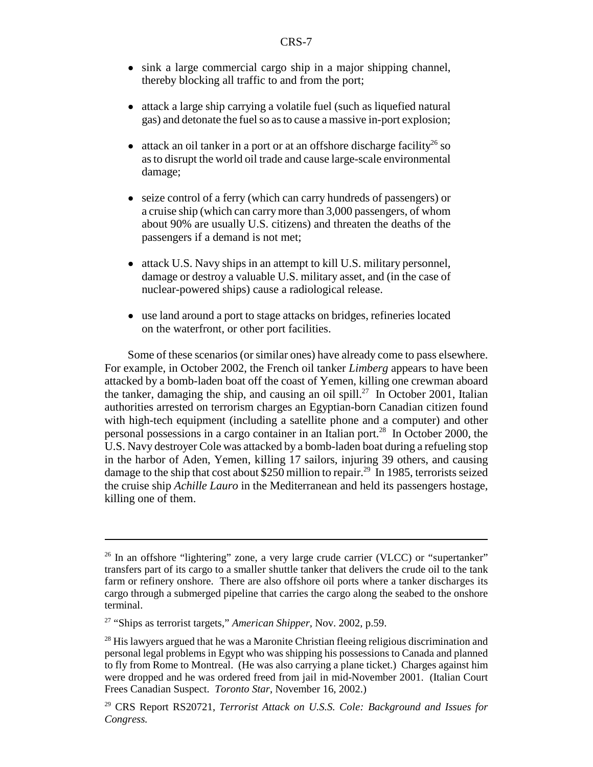- sink a large commercial cargo ship in a major shipping channel, thereby blocking all traffic to and from the port;

- attack a large ship carrying a volatile fuel (such as liquefied natural gas) and detonate the fuel so as to cause a massive in-port explosion;

- attack an oil tanker in a port or at an offshore discharge facility[26] so as to disrupt the world oil trade and cause large-scale environmental damage;

- seize control of a ferry (which can carry hundreds of passengers) or a cruise ship (which can carry more than 3,000 passengers, of whom about 90% are usually U.S. citizens) and threaten the deaths of the passengers if a demand is not met;

- attack U.S. Navy ships in an attempt to kill U.S. military personnel, damage or destroy a valuable U.S. military asset, and (in the case of nuclear-powered ships) cause a radiological release.

- use land around a port to stage attacks on bridges, refineries located on the waterfront, or other port facilities.

Some of these scenarios (or similar ones) have already come to pass elsewhere. For example, in October 2002, the French oil tanker *Limberg* appears to have been attacked by a bomb-laden boat off the coast of Yemen, killing one crewman aboard the tanker, damaging the ship, and causing an oil spill.[27] In October 2001, Italian authorities arrested on terrorism charges an Egyptian-born Canadian citizen found with high-tech equipment (including a satellite phone and a computer) and other personal possessions in a cargo container in an Italian port.[28] In October 2000, the U.S. Navy destroyer Cole was attacked by a bomb-laden boat during a refueling stop in the harbor of Aden, Yemen, killing 17 sailors, injuring 39 others, and causing damage to the ship that cost about $250 million to repair.[29] In 1985, terrorists seized the cruise ship *Achille Lauro* in the Mediterranean and held its passengers hostage, killing one of them.

---

[26] In an offshore "lightering" zone, a very large crude carrier (VLCC) or "supertanker" transfers part of its cargo to a smaller shuttle tanker that delivers the crude oil to the tank farm or refinery onshore. There are also offshore oil ports where a tanker discharges its cargo through a submerged pipeline that carries the cargo along the seabed to the onshore terminal.

[27] "Ships as terrorist targets," *American Shipper*, Nov. 2002, p.59.

[28] His lawyers argued that he was a Maronite Christian fleeing religious discrimination and personal legal problems in Egypt who was shipping his possessions to Canada and planned to fly from Rome to Montreal. (He was also carrying a plane ticket.) Charges against him were dropped and he was ordered freed from jail in mid-November 2001. (Italian Court Frees Canadian Suspect. *Toronto Star*, November 16, 2002.)

[29] CRS Report RS20721, *Terrorist Attack on U.S.S. Cole: Background and Issues for Congress.*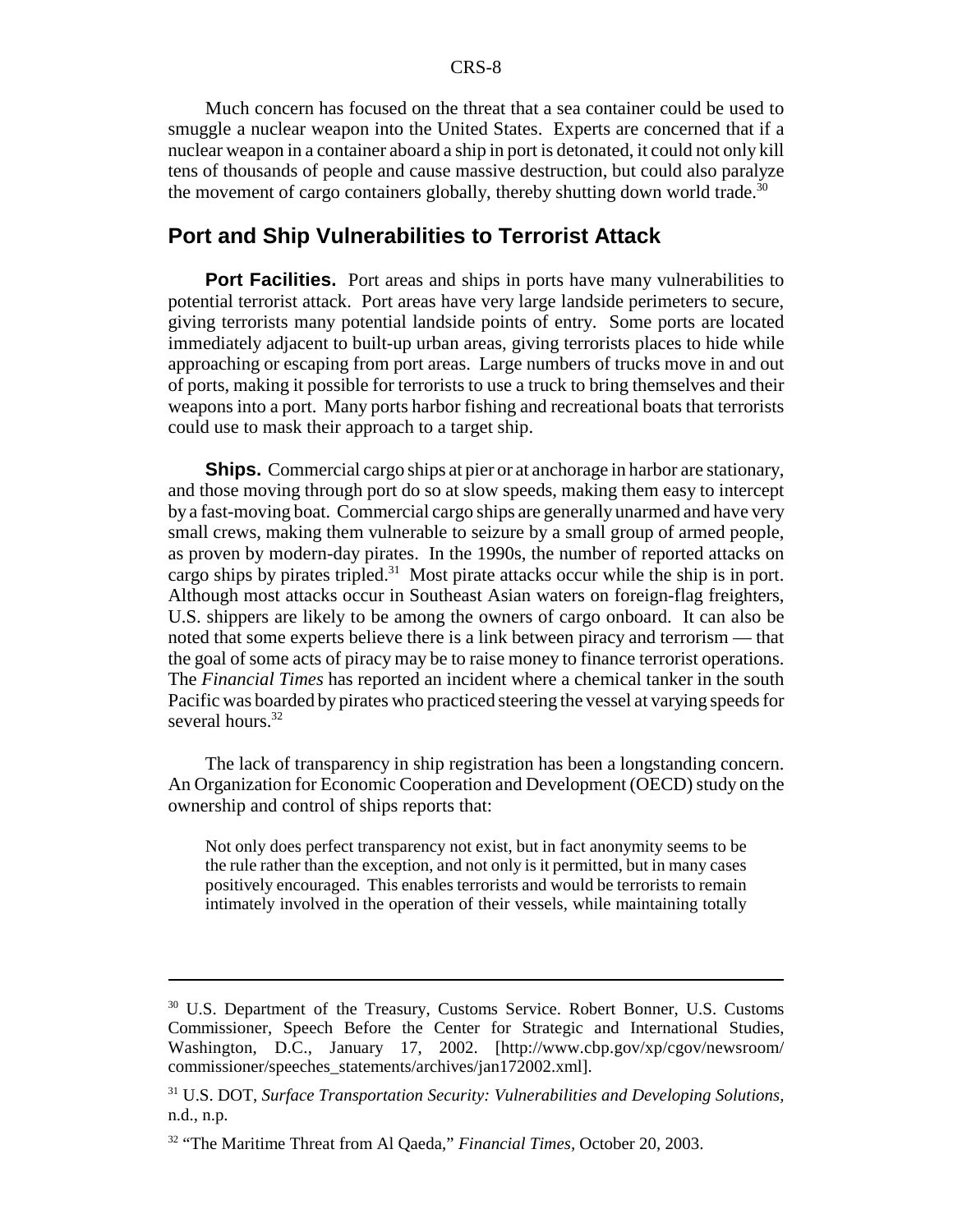Much concern has focused on the threat that a sea container could be used to smuggle a nuclear weapon into the United States. Experts are concerned that if a nuclear weapon in a container aboard a ship in port is detonated, it could not only kill tens of thousands of people and cause massive destruction, but could also paralyze the movement of cargo containers globally, thereby shutting down world trade.[30]

## Port and Ship Vulnerabilities to Terrorist Attack

**Port Facilities.** Port areas and ships in ports have many vulnerabilities to potential terrorist attack. Port areas have very large landside perimeters to secure, giving terrorists many potential landside points of entry. Some ports are located immediately adjacent to built-up urban areas, giving terrorists places to hide while approaching or escaping from port areas. Large numbers of trucks move in and out of ports, making it possible for terrorists to use a truck to bring themselves and their weapons into a port. Many ports harbor fishing and recreational boats that terrorists could use to mask their approach to a target ship.

**Ships.** Commercial cargo ships at pier or at anchorage in harbor are stationary, and those moving through port do so at slow speeds, making them easy to intercept by a fast-moving boat. Commercial cargo ships are generally unarmed and have very small crews, making them vulnerable to seizure by a small group of armed people, as proven by modern-day pirates. In the 1990s, the number of reported attacks on cargo ships by pirates tripled.[31] Most pirate attacks occur while the ship is in port. Although most attacks occur in Southeast Asian waters on foreign-flag freighters, U.S. shippers are likely to be among the owners of cargo onboard. It can also be noted that some experts believe there is a link between piracy and terrorism — that the goal of some acts of piracy may be to raise money to finance terrorist operations. The *Financial Times* has reported an incident where a chemical tanker in the south Pacific was boarded by pirates who practiced steering the vessel at varying speeds for several hours.[32]

The lack of transparency in ship registration has been a longstanding concern. An Organization for Economic Cooperation and Development (OECD) study on the ownership and control of ships reports that:

> Not only does perfect transparency not exist, but in fact anonymity seems to be the rule rather than the exception, and not only is it permitted, but in many cases positively encouraged. This enables terrorists and would be terrorists to remain intimately involved in the operation of their vessels, while maintaining totally

---

[30] U.S. Department of the Treasury, Customs Service. Robert Bonner, U.S. Customs Commissioner, Speech Before the Center for Strategic and International Studies, Washington, D.C., January 17, 2002. [http://www.cbp.gov/xp/cgov/newsroom/commissioner/speeches_statements/archives/jan172002.xml].

[31] U.S. DOT, *Surface Transportation Security: Vulnerabilities and Developing Solutions,* n.d., n.p.

[32] "The Maritime Threat from Al Qaeda," *Financial Times,* October 20, 2003.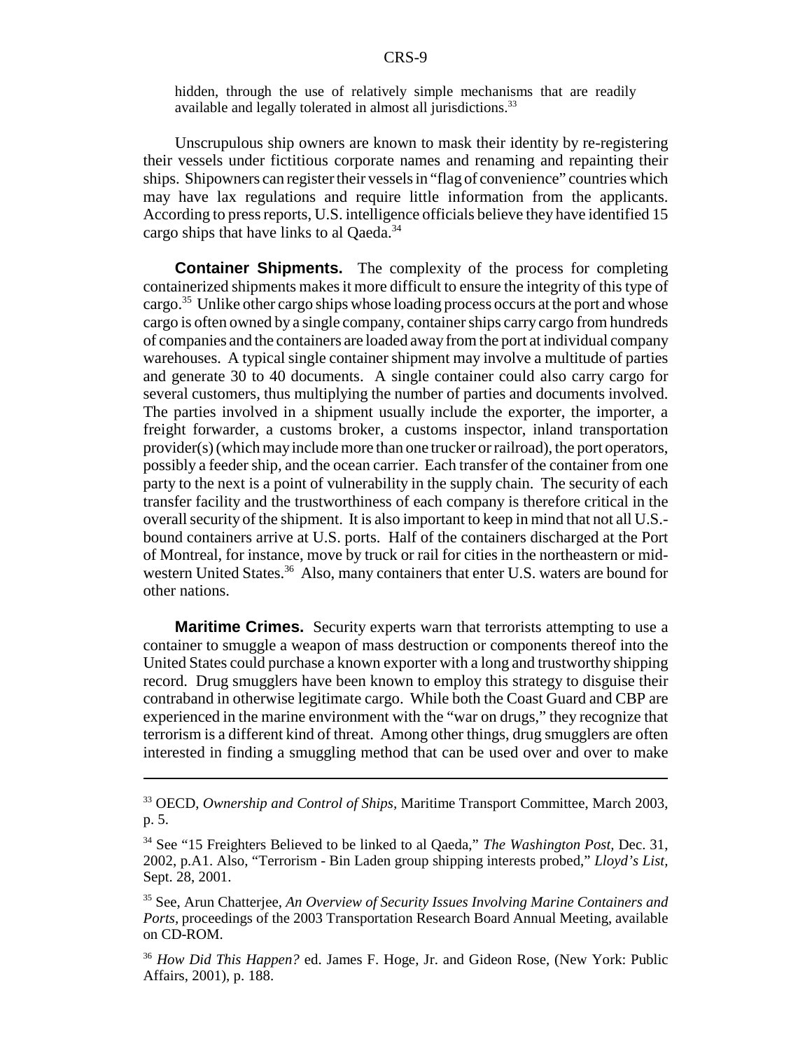hidden, through the use of relatively simple mechanisms that are readily available and legally tolerated in almost all jurisdictions.[33]

Unscrupulous ship owners are known to mask their identity by re-registering their vessels under fictitious corporate names and renaming and repainting their ships. Shipowners can register their vessels in "flag of convenience" countries which may have lax regulations and require little information from the applicants. According to press reports, U.S. intelligence officials believe they have identified 15 cargo ships that have links to al Qaeda.[34]

**Container Shipments.** The complexity of the process for completing containerized shipments makes it more difficult to ensure the integrity of this type of cargo.[35] Unlike other cargo ships whose loading process occurs at the port and whose cargo is often owned by a single company, container ships carry cargo from hundreds of companies and the containers are loaded away from the port at individual company warehouses. A typical single container shipment may involve a multitude of parties and generate 30 to 40 documents. A single container could also carry cargo for several customers, thus multiplying the number of parties and documents involved. The parties involved in a shipment usually include the exporter, the importer, a freight forwarder, a customs broker, a customs inspector, inland transportation provider(s) (which may include more than one trucker or railroad), the port operators, possibly a feeder ship, and the ocean carrier. Each transfer of the container from one party to the next is a point of vulnerability in the supply chain. The security of each transfer facility and the trustworthiness of each company is therefore critical in the overall security of the shipment. It is also important to keep in mind that not all U.S.-bound containers arrive at U.S. ports. Half of the containers discharged at the Port of Montreal, for instance, move by truck or rail for cities in the northeastern or mid-western United States.[36] Also, many containers that enter U.S. waters are bound for other nations.

**Maritime Crimes.** Security experts warn that terrorists attempting to use a container to smuggle a weapon of mass destruction or components thereof into the United States could purchase a known exporter with a long and trustworthy shipping record. Drug smugglers have been known to employ this strategy to disguise their contraband in otherwise legitimate cargo. While both the Coast Guard and CBP are experienced in the marine environment with the "war on drugs," they recognize that terrorism is a different kind of threat. Among other things, drug smugglers are often interested in finding a smuggling method that can be used over and over to make

---

[33] OECD, *Ownership and Control of Ships,* Maritime Transport Committee, March 2003, p. 5.

[34] See "15 Freighters Believed to be linked to al Qaeda," *The Washington Post,* Dec. 31, 2002, p.A1. Also, "Terrorism - Bin Laden group shipping interests probed," *Lloyd's List,* Sept. 28, 2001.

[35] See, Arun Chatterjee, *An Overview of Security Issues Involving Marine Containers and Ports,* proceedings of the 2003 Transportation Research Board Annual Meeting, available on CD-ROM.

[36] *How Did This Happen?* ed. James F. Hoge, Jr. and Gideon Rose, (New York: Public Affairs, 2001), p. 188.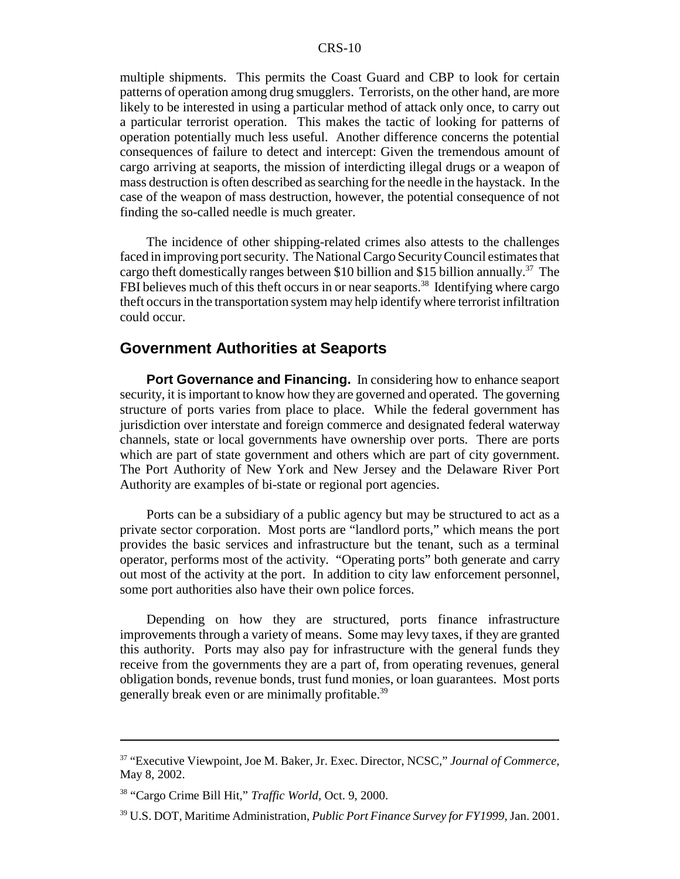multiple shipments. This permits the Coast Guard and CBP to look for certain patterns of operation among drug smugglers. Terrorists, on the other hand, are more likely to be interested in using a particular method of attack only once, to carry out a particular terrorist operation. This makes the tactic of looking for patterns of operation potentially much less useful. Another difference concerns the potential consequences of failure to detect and intercept: Given the tremendous amount of cargo arriving at seaports, the mission of interdicting illegal drugs or a weapon of mass destruction is often described as searching for the needle in the haystack. In the case of the weapon of mass destruction, however, the potential consequence of not finding the so-called needle is much greater.

The incidence of other shipping-related crimes also attests to the challenges faced in improving port security. The National Cargo Security Council estimates that cargo theft domestically ranges between $10 billion and $15 billion annually.[37] The FBI believes much of this theft occurs in or near seaports.[38] Identifying where cargo theft occurs in the transportation system may help identify where terrorist infiltration could occur.

## Government Authorities at Seaports

**Port Governance and Financing.** In considering how to enhance seaport security, it is important to know how they are governed and operated. The governing structure of ports varies from place to place. While the federal government has jurisdiction over interstate and foreign commerce and designated federal waterway channels, state or local governments have ownership over ports. There are ports which are part of state government and others which are part of city government. The Port Authority of New York and New Jersey and the Delaware River Port Authority are examples of bi-state or regional port agencies.

Ports can be a subsidiary of a public agency but may be structured to act as a private sector corporation. Most ports are "landlord ports," which means the port provides the basic services and infrastructure but the tenant, such as a terminal operator, performs most of the activity. "Operating ports" both generate and carry out most of the activity at the port. In addition to city law enforcement personnel, some port authorities also have their own police forces.

Depending on how they are structured, ports finance infrastructure improvements through a variety of means. Some may levy taxes, if they are granted this authority. Ports may also pay for infrastructure with the general funds they receive from the governments they are a part of, from operating revenues, general obligation bonds, revenue bonds, trust fund monies, or loan guarantees. Most ports generally break even or are minimally profitable.[39]

---

[37] "Executive Viewpoint, Joe M. Baker, Jr. Exec. Director, NCSC," *Journal of Commerce,* May 8, 2002.

[38] "Cargo Crime Bill Hit," *Traffic World,* Oct. 9, 2000.

[39] U.S. DOT, Maritime Administration, *Public Port Finance Survey for FY1999,* Jan. 2001.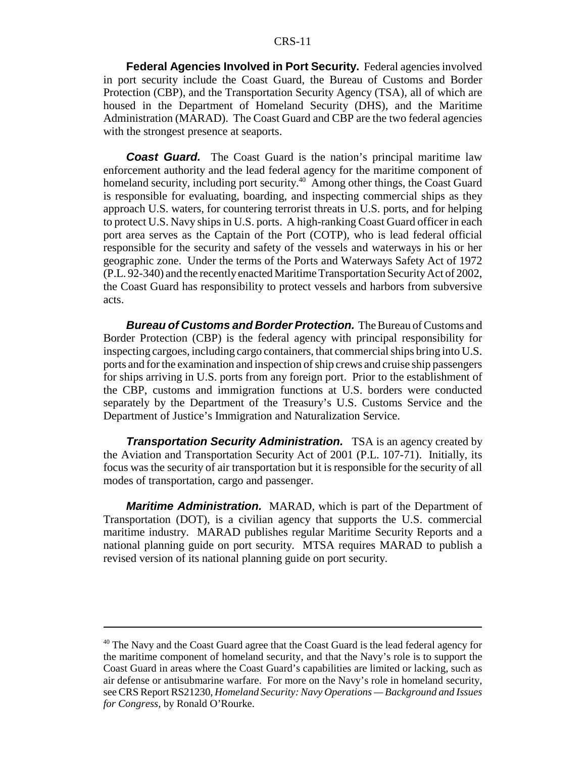**Federal Agencies Involved in Port Security.** Federal agencies involved in port security include the Coast Guard, the Bureau of Customs and Border Protection (CBP), and the Transportation Security Agency (TSA), all of which are housed in the Department of Homeland Security (DHS), and the Maritime Administration (MARAD). The Coast Guard and CBP are the two federal agencies with the strongest presence at seaports.

***Coast Guard.*** The Coast Guard is the nation's principal maritime law enforcement authority and the lead federal agency for the maritime component of homeland security, including port security.[40] Among other things, the Coast Guard is responsible for evaluating, boarding, and inspecting commercial ships as they approach U.S. waters, for countering terrorist threats in U.S. ports, and for helping to protect U.S. Navy ships in U.S. ports. A high-ranking Coast Guard officer in each port area serves as the Captain of the Port (COTP), who is lead federal official responsible for the security and safety of the vessels and waterways in his or her geographic zone. Under the terms of the Ports and Waterways Safety Act of 1972 (P.L. 92-340) and the recently enacted Maritime Transportation Security Act of 2002, the Coast Guard has responsibility to protect vessels and harbors from subversive acts.

***Bureau of Customs and Border Protection.*** The Bureau of Customs and Border Protection (CBP) is the federal agency with principal responsibility for inspecting cargoes, including cargo containers, that commercial ships bring into U.S. ports and for the examination and inspection of ship crews and cruise ship passengers for ships arriving in U.S. ports from any foreign port. Prior to the establishment of the CBP, customs and immigration functions at U.S. borders were conducted separately by the Department of the Treasury's U.S. Customs Service and the Department of Justice's Immigration and Naturalization Service.

***Transportation Security Administration.*** TSA is an agency created by the Aviation and Transportation Security Act of 2001 (P.L. 107-71). Initially, its focus was the security of air transportation but it is responsible for the security of all modes of transportation, cargo and passenger.

***Maritime Administration.*** MARAD, which is part of the Department of Transportation (DOT), is a civilian agency that supports the U.S. commercial maritime industry. MARAD publishes regular Maritime Security Reports and a national planning guide on port security. MTSA requires MARAD to publish a revised version of its national planning guide on port security.

---

[40] The Navy and the Coast Guard agree that the Coast Guard is the lead federal agency for the maritime component of homeland security, and that the Navy's role is to support the Coast Guard in areas where the Coast Guard's capabilities are limited or lacking, such as air defense or antisubmarine warfare. For more on the Navy's role in homeland security, see CRS Report RS21230, *Homeland Security: Navy Operations — Background and Issues for Congress*, by Ronald O'Rourke.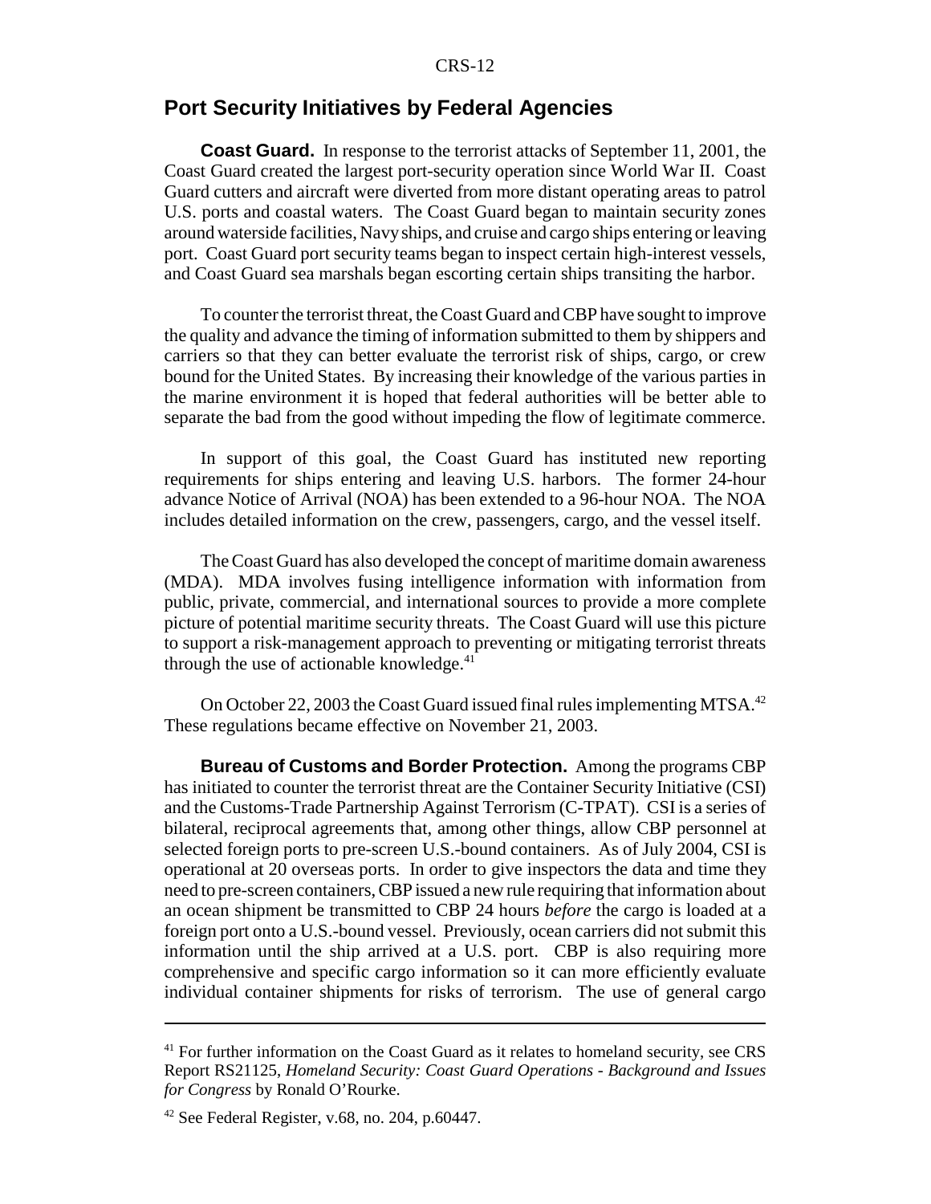## Port Security Initiatives by Federal Agencies

**Coast Guard.** In response to the terrorist attacks of September 11, 2001, the Coast Guard created the largest port-security operation since World War II. Coast Guard cutters and aircraft were diverted from more distant operating areas to patrol U.S. ports and coastal waters. The Coast Guard began to maintain security zones around waterside facilities, Navy ships, and cruise and cargo ships entering or leaving port. Coast Guard port security teams began to inspect certain high-interest vessels, and Coast Guard sea marshals began escorting certain ships transiting the harbor.

To counter the terrorist threat, the Coast Guard and CBP have sought to improve the quality and advance the timing of information submitted to them by shippers and carriers so that they can better evaluate the terrorist risk of ships, cargo, or crew bound for the United States. By increasing their knowledge of the various parties in the marine environment it is hoped that federal authorities will be better able to separate the bad from the good without impeding the flow of legitimate commerce.

In support of this goal, the Coast Guard has instituted new reporting requirements for ships entering and leaving U.S. harbors. The former 24-hour advance Notice of Arrival (NOA) has been extended to a 96-hour NOA. The NOA includes detailed information on the crew, passengers, cargo, and the vessel itself.

The Coast Guard has also developed the concept of maritime domain awareness (MDA). MDA involves fusing intelligence information with information from public, private, commercial, and international sources to provide a more complete picture of potential maritime security threats. The Coast Guard will use this picture to support a risk-management approach to preventing or mitigating terrorist threats through the use of actionable knowledge.[41]

On October 22, 2003 the Coast Guard issued final rules implementing MTSA.[42] These regulations became effective on November 21, 2003.

**Bureau of Customs and Border Protection.** Among the programs CBP has initiated to counter the terrorist threat are the Container Security Initiative (CSI) and the Customs-Trade Partnership Against Terrorism (C-TPAT). CSI is a series of bilateral, reciprocal agreements that, among other things, allow CBP personnel at selected foreign ports to pre-screen U.S.-bound containers. As of July 2004, CSI is operational at 20 overseas ports. In order to give inspectors the data and time they need to pre-screen containers, CBP issued a new rule requiring that information about an ocean shipment be transmitted to CBP 24 hours *before* the cargo is loaded at a foreign port onto a U.S.-bound vessel. Previously, ocean carriers did not submit this information until the ship arrived at a U.S. port. CBP is also requiring more comprehensive and specific cargo information so it can more efficiently evaluate individual container shipments for risks of terrorism. The use of general cargo

---

[41] For further information on the Coast Guard as it relates to homeland security, see CRS Report RS21125, *Homeland Security: Coast Guard Operations - Background and Issues for Congress* by Ronald O'Rourke.

[42] See Federal Register, v.68, no. 204, p.60447.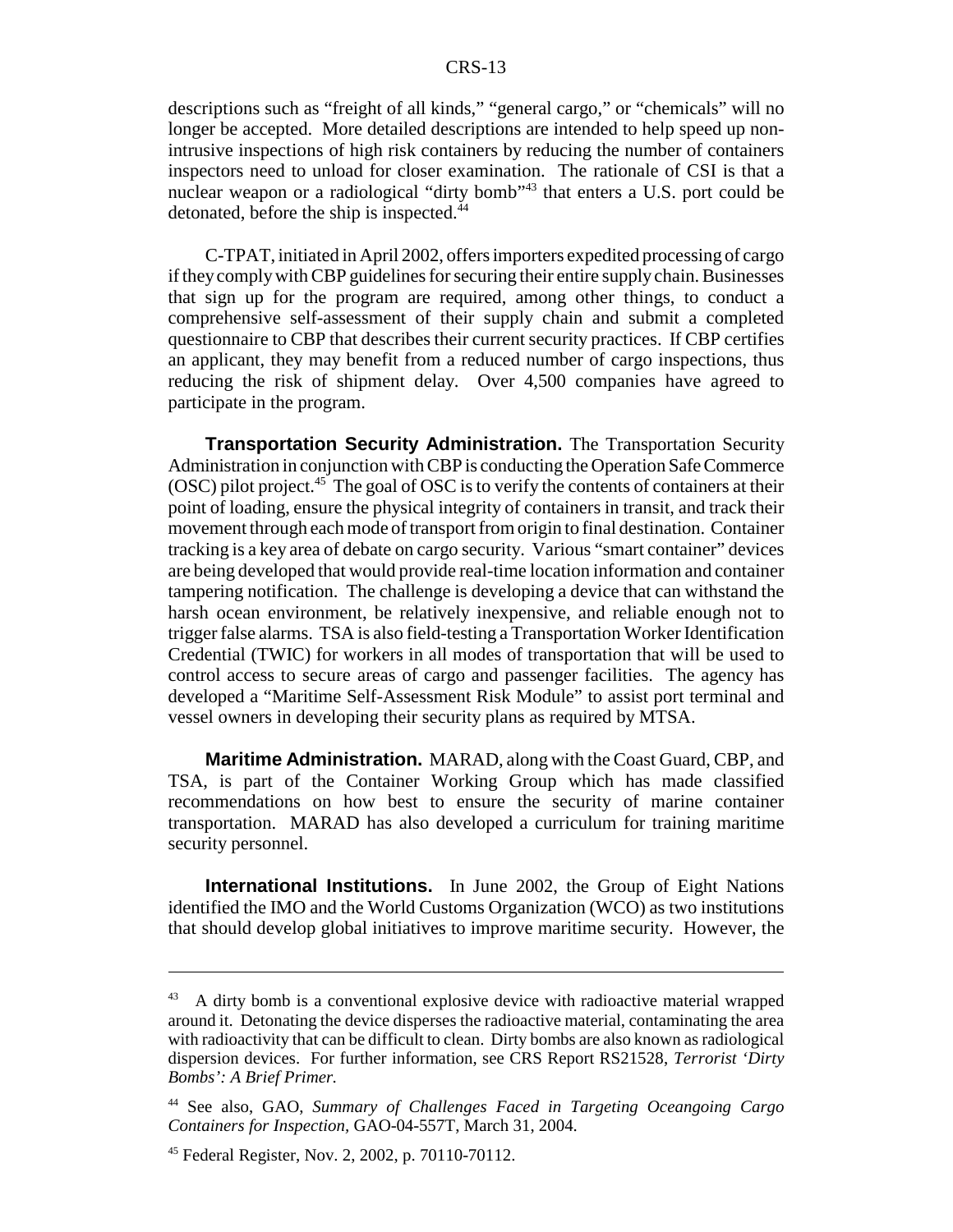descriptions such as "freight of all kinds," "general cargo," or "chemicals" will no longer be accepted. More detailed descriptions are intended to help speed up non-intrusive inspections of high risk containers by reducing the number of containers inspectors need to unload for closer examination. The rationale of CSI is that a nuclear weapon or a radiological "dirty bomb"[43] that enters a U.S. port could be detonated, before the ship is inspected.[44]

C-TPAT, initiated in April 2002, offers importers expedited processing of cargo if they comply with CBP guidelines for securing their entire supply chain. Businesses that sign up for the program are required, among other things, to conduct a comprehensive self-assessment of their supply chain and submit a completed questionnaire to CBP that describes their current security practices. If CBP certifies an applicant, they may benefit from a reduced number of cargo inspections, thus reducing the risk of shipment delay. Over 4,500 companies have agreed to participate in the program.

**Transportation Security Administration.** The Transportation Security Administration in conjunction with CBP is conducting the Operation Safe Commerce (OSC) pilot project.[45] The goal of OSC is to verify the contents of containers at their point of loading, ensure the physical integrity of containers in transit, and track their movement through each mode of transport from origin to final destination. Container tracking is a key area of debate on cargo security. Various "smart container" devices are being developed that would provide real-time location information and container tampering notification. The challenge is developing a device that can withstand the harsh ocean environment, be relatively inexpensive, and reliable enough not to trigger false alarms. TSA is also field-testing a Transportation Worker Identification Credential (TWIC) for workers in all modes of transportation that will be used to control access to secure areas of cargo and passenger facilities. The agency has developed a "Maritime Self-Assessment Risk Module" to assist port terminal and vessel owners in developing their security plans as required by MTSA.

**Maritime Administration.** MARAD, along with the Coast Guard, CBP, and TSA, is part of the Container Working Group which has made classified recommendations on how best to ensure the security of marine container transportation. MARAD has also developed a curriculum for training maritime security personnel.

**International Institutions.** In June 2002, the Group of Eight Nations identified the IMO and the World Customs Organization (WCO) as two institutions that should develop global initiatives to improve maritime security. However, the

---

[43] A dirty bomb is a conventional explosive device with radioactive material wrapped around it. Detonating the device disperses the radioactive material, contaminating the area with radioactivity that can be difficult to clean. Dirty bombs are also known as radiological dispersion devices. For further information, see CRS Report RS21528, *Terrorist 'Dirty Bombs': A Brief Primer.*

[44] See also, GAO, *Summary of Challenges Faced in Targeting Oceangoing Cargo Containers for Inspection*, GAO-04-557T, March 31, 2004.

[45] Federal Register, Nov. 2, 2002, p. 70110-70112.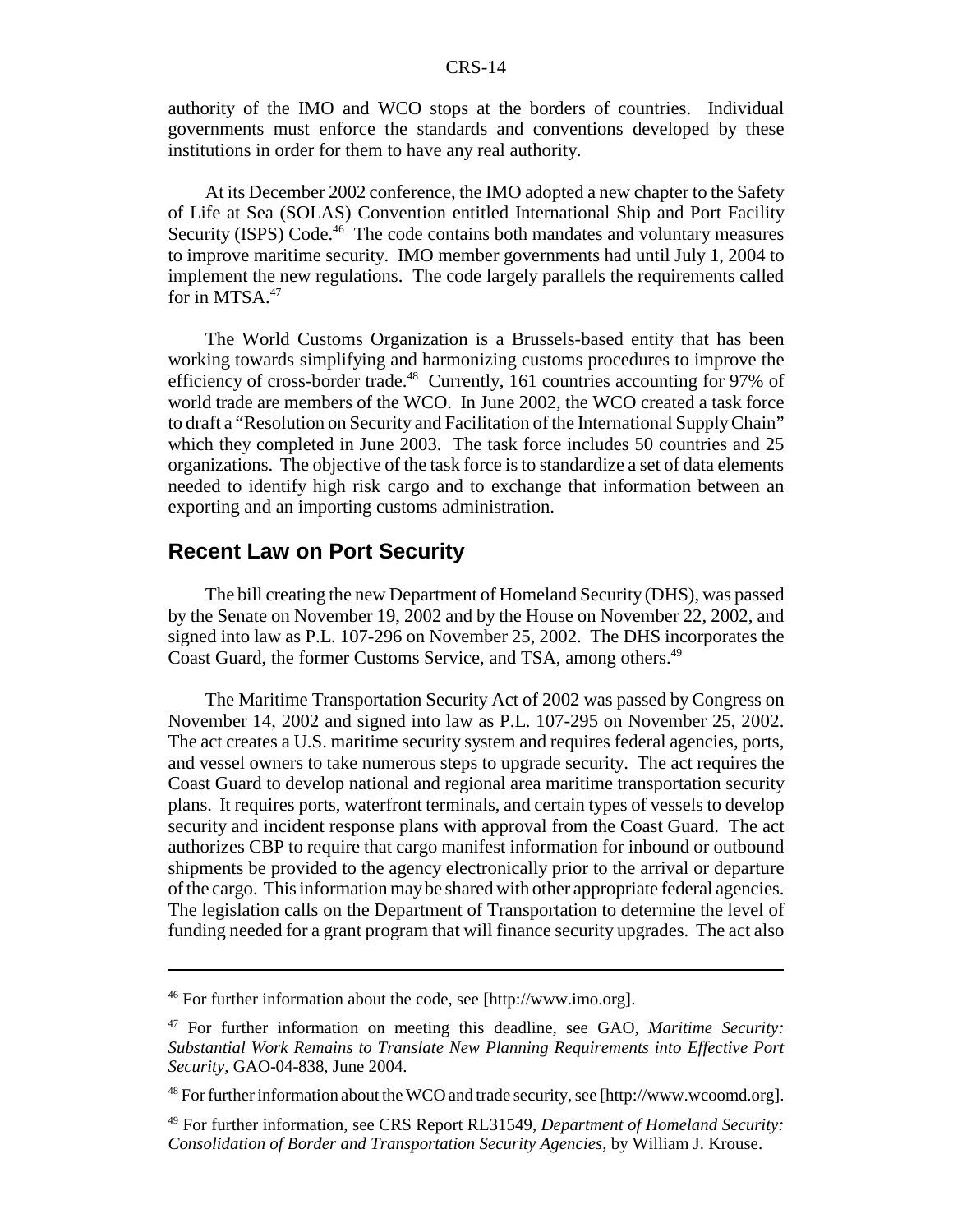authority of the IMO and WCO stops at the borders of countries. Individual governments must enforce the standards and conventions developed by these institutions in order for them to have any real authority.

At its December 2002 conference, the IMO adopted a new chapter to the Safety of Life at Sea (SOLAS) Convention entitled International Ship and Port Facility Security (ISPS) Code.[46] The code contains both mandates and voluntary measures to improve maritime security. IMO member governments had until July 1, 2004 to implement the new regulations. The code largely parallels the requirements called for in MTSA.[47]

The World Customs Organization is a Brussels-based entity that has been working towards simplifying and harmonizing customs procedures to improve the efficiency of cross-border trade.[48] Currently, 161 countries accounting for 97% of world trade are members of the WCO. In June 2002, the WCO created a task force to draft a "Resolution on Security and Facilitation of the International Supply Chain" which they completed in June 2003. The task force includes 50 countries and 25 organizations. The objective of the task force is to standardize a set of data elements needed to identify high risk cargo and to exchange that information between an exporting and an importing customs administration.

## Recent Law on Port Security

The bill creating the new Department of Homeland Security (DHS), was passed by the Senate on November 19, 2002 and by the House on November 22, 2002, and signed into law as P.L. 107-296 on November 25, 2002. The DHS incorporates the Coast Guard, the former Customs Service, and TSA, among others.[49]

The Maritime Transportation Security Act of 2002 was passed by Congress on November 14, 2002 and signed into law as P.L. 107-295 on November 25, 2002. The act creates a U.S. maritime security system and requires federal agencies, ports, and vessel owners to take numerous steps to upgrade security. The act requires the Coast Guard to develop national and regional area maritime transportation security plans. It requires ports, waterfront terminals, and certain types of vessels to develop security and incident response plans with approval from the Coast Guard. The act authorizes CBP to require that cargo manifest information for inbound or outbound shipments be provided to the agency electronically prior to the arrival or departure of the cargo. This information may be shared with other appropriate federal agencies. The legislation calls on the Department of Transportation to determine the level of funding needed for a grant program that will finance security upgrades. The act also

---

[46] For further information about the code, see [http://www.imo.org].

[47] For further information on meeting this deadline, see GAO, *Maritime Security: Substantial Work Remains to Translate New Planning Requirements into Effective Port Security*, GAO-04-838, June 2004.

[48] For further information about the WCO and trade security, see [http://www.wcoomd.org].

[49] For further information, see CRS Report RL31549, *Department of Homeland Security: Consolidation of Border and Transportation Security Agencies*, by William J. Krouse.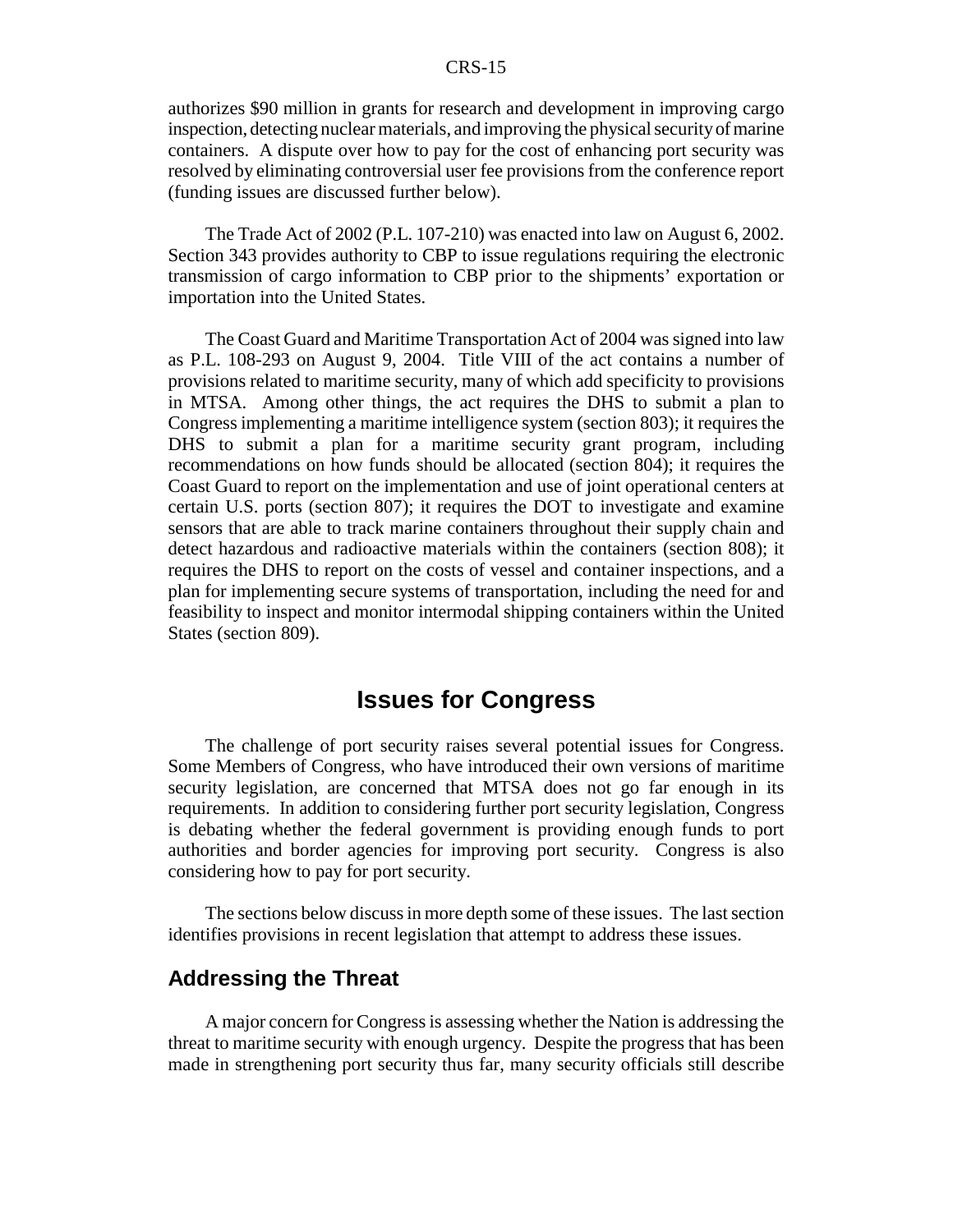authorizes $90 million in grants for research and development in improving cargo inspection, detecting nuclear materials, and improving the physical security of marine containers. A dispute over how to pay for the cost of enhancing port security was resolved by eliminating controversial user fee provisions from the conference report (funding issues are discussed further below).

The Trade Act of 2002 (P.L. 107-210) was enacted into law on August 6, 2002. Section 343 provides authority to CBP to issue regulations requiring the electronic transmission of cargo information to CBP prior to the shipments' exportation or importation into the United States.

The Coast Guard and Maritime Transportation Act of 2004 was signed into law as P.L. 108-293 on August 9, 2004. Title VIII of the act contains a number of provisions related to maritime security, many of which add specificity to provisions in MTSA. Among other things, the act requires the DHS to submit a plan to Congress implementing a maritime intelligence system (section 803); it requires the DHS to submit a plan for a maritime security grant program, including recommendations on how funds should be allocated (section 804); it requires the Coast Guard to report on the implementation and use of joint operational centers at certain U.S. ports (section 807); it requires the DOT to investigate and examine sensors that are able to track marine containers throughout their supply chain and detect hazardous and radioactive materials within the containers (section 808); it requires the DHS to report on the costs of vessel and container inspections, and a plan for implementing secure systems of transportation, including the need for and feasibility to inspect and monitor intermodal shipping containers within the United States (section 809).

# Issues for Congress

The challenge of port security raises several potential issues for Congress. Some Members of Congress, who have introduced their own versions of maritime security legislation, are concerned that MTSA does not go far enough in its requirements. In addition to considering further port security legislation, Congress is debating whether the federal government is providing enough funds to port authorities and border agencies for improving port security. Congress is also considering how to pay for port security.

The sections below discuss in more depth some of these issues. The last section identifies provisions in recent legislation that attempt to address these issues.

## Addressing the Threat

A major concern for Congress is assessing whether the Nation is addressing the threat to maritime security with enough urgency. Despite the progress that has been made in strengthening port security thus far, many security officials still describe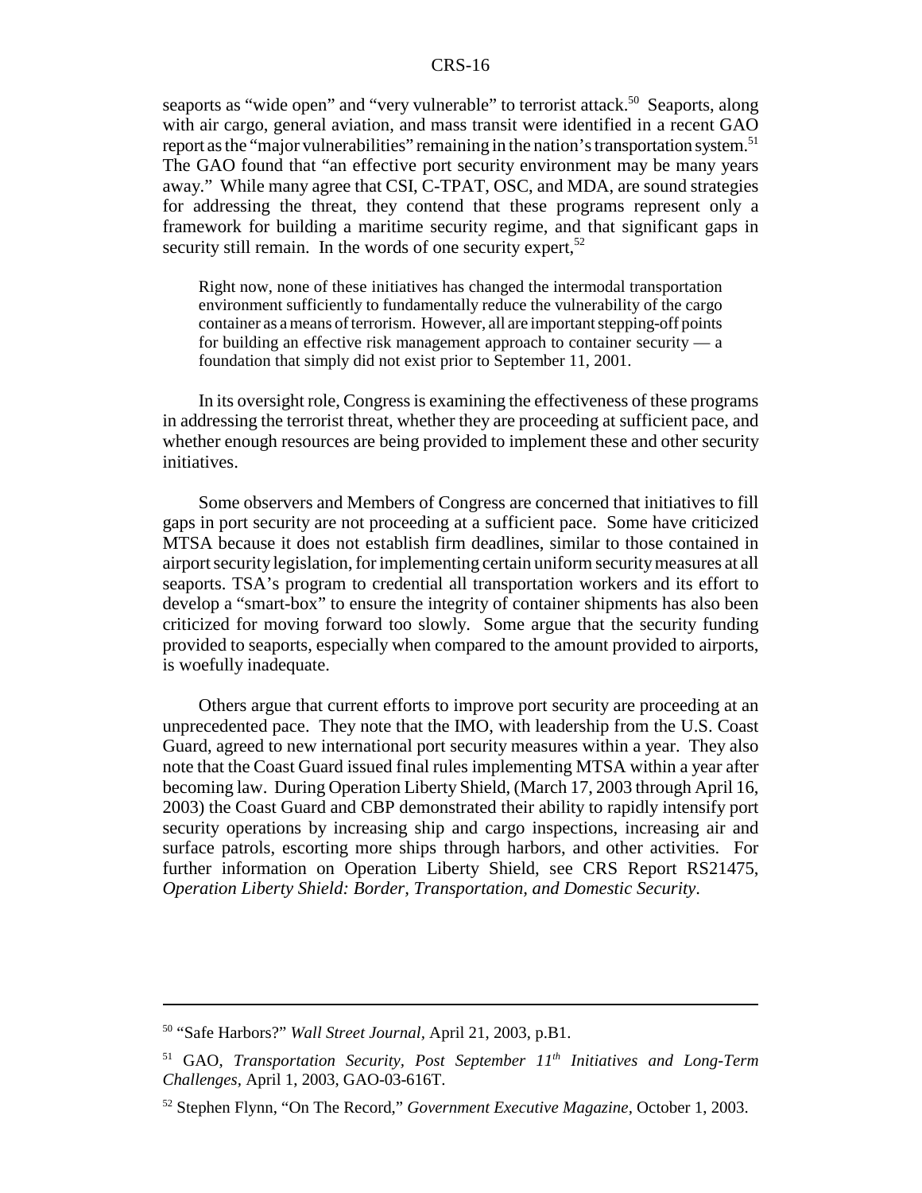seaports as "wide open" and "very vulnerable" to terrorist attack.[50] Seaports, along with air cargo, general aviation, and mass transit were identified in a recent GAO report as the "major vulnerabilities" remaining in the nation's transportation system.[51] The GAO found that "an effective port security environment may be many years away." While many agree that CSI, C-TPAT, OSC, and MDA, are sound strategies for addressing the threat, they contend that these programs represent only a framework for building a maritime security regime, and that significant gaps in security still remain. In the words of one security expert,[52]

> Right now, none of these initiatives has changed the intermodal transportation environment sufficiently to fundamentally reduce the vulnerability of the cargo container as a means of terrorism. However, all are important stepping-off points for building an effective risk management approach to container security — a foundation that simply did not exist prior to September 11, 2001.

In its oversight role, Congress is examining the effectiveness of these programs in addressing the terrorist threat, whether they are proceeding at sufficient pace, and whether enough resources are being provided to implement these and other security initiatives.

Some observers and Members of Congress are concerned that initiatives to fill gaps in port security are not proceeding at a sufficient pace. Some have criticized MTSA because it does not establish firm deadlines, similar to those contained in airport security legislation, for implementing certain uniform security measures at all seaports. TSA's program to credential all transportation workers and its effort to develop a "smart-box" to ensure the integrity of container shipments has also been criticized for moving forward too slowly. Some argue that the security funding provided to seaports, especially when compared to the amount provided to airports, is woefully inadequate.

Others argue that current efforts to improve port security are proceeding at an unprecedented pace. They note that the IMO, with leadership from the U.S. Coast Guard, agreed to new international port security measures within a year. They also note that the Coast Guard issued final rules implementing MTSA within a year after becoming law. During Operation Liberty Shield, (March 17, 2003 through April 16, 2003) the Coast Guard and CBP demonstrated their ability to rapidly intensify port security operations by increasing ship and cargo inspections, increasing air and surface patrols, escorting more ships through harbors, and other activities. For further information on Operation Liberty Shield, see CRS Report RS21475, *Operation Liberty Shield: Border, Transportation, and Domestic Security*.

---

[50] "Safe Harbors?" *Wall Street Journal*, April 21, 2003, p.B1.

[51] GAO, *Transportation Security, Post September 11th Initiatives and Long-Term Challenges*, April 1, 2003, GAO-03-616T.

[52] Stephen Flynn, "On The Record," *Government Executive Magazine*, October 1, 2003.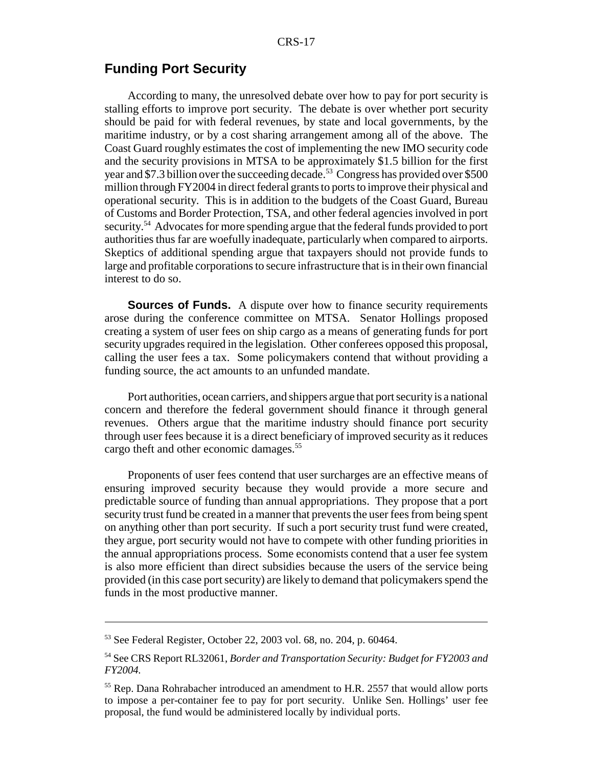## Funding Port Security

According to many, the unresolved debate over how to pay for port security is stalling efforts to improve port security. The debate is over whether port security should be paid for with federal revenues, by state and local governments, by the maritime industry, or by a cost sharing arrangement among all of the above. The Coast Guard roughly estimates the cost of implementing the new IMO security code and the security provisions in MTSA to be approximately $1.5 billion for the first year and $7.3 billion over the succeeding decade.[53] Congress has provided over $500 million through FY2004 in direct federal grants to ports to improve their physical and operational security. This is in addition to the budgets of the Coast Guard, Bureau of Customs and Border Protection, TSA, and other federal agencies involved in port security.[54] Advocates for more spending argue that the federal funds provided to port authorities thus far are woefully inadequate, particularly when compared to airports. Skeptics of additional spending argue that taxpayers should not provide funds to large and profitable corporations to secure infrastructure that is in their own financial interest to do so.

**Sources of Funds.** A dispute over how to finance security requirements arose during the conference committee on MTSA. Senator Hollings proposed creating a system of user fees on ship cargo as a means of generating funds for port security upgrades required in the legislation. Other conferees opposed this proposal, calling the user fees a tax. Some policymakers contend that without providing a funding source, the act amounts to an unfunded mandate.

Port authorities, ocean carriers, and shippers argue that port security is a national concern and therefore the federal government should finance it through general revenues. Others argue that the maritime industry should finance port security through user fees because it is a direct beneficiary of improved security as it reduces cargo theft and other economic damages.[55]

Proponents of user fees contend that user surcharges are an effective means of ensuring improved security because they would provide a more secure and predictable source of funding than annual appropriations. They propose that a port security trust fund be created in a manner that prevents the user fees from being spent on anything other than port security. If such a port security trust fund were created, they argue, port security would not have to compete with other funding priorities in the annual appropriations process. Some economists contend that a user fee system is also more efficient than direct subsidies because the users of the service being provided (in this case port security) are likely to demand that policymakers spend the funds in the most productive manner.

---

[53] See Federal Register, October 22, 2003 vol. 68, no. 204, p. 60464.

[54] See CRS Report RL32061, *Border and Transportation Security: Budget for FY2003 and FY2004.*

[55] Rep. Dana Rohrabacher introduced an amendment to H.R. 2557 that would allow ports to impose a per-container fee to pay for port security. Unlike Sen. Hollings' user fee proposal, the fund would be administered locally by individual ports.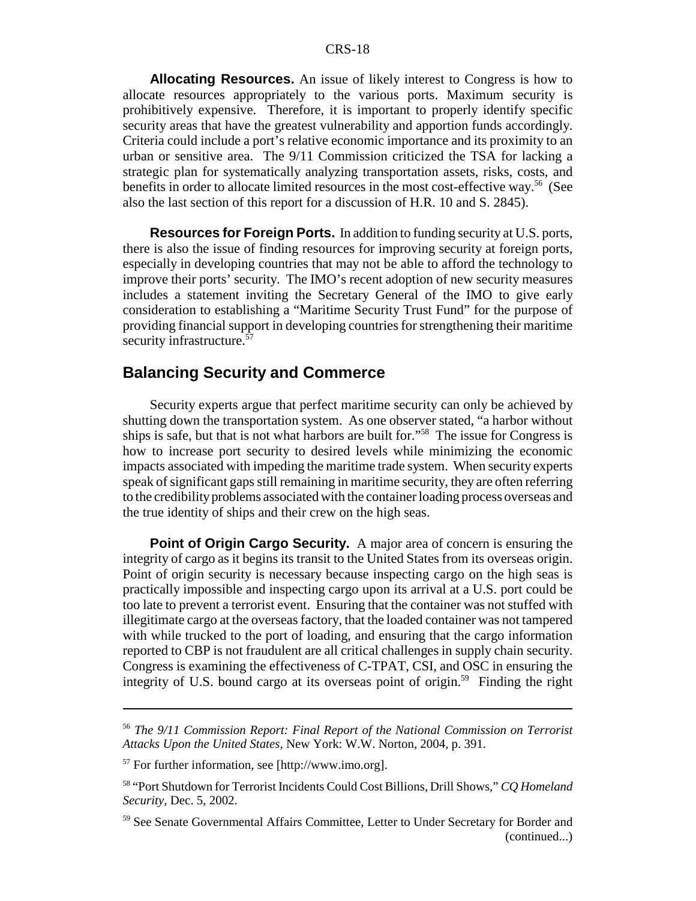**Allocating Resources.** An issue of likely interest to Congress is how to allocate resources appropriately to the various ports. Maximum security is prohibitively expensive. Therefore, it is important to properly identify specific security areas that have the greatest vulnerability and apportion funds accordingly. Criteria could include a port's relative economic importance and its proximity to an urban or sensitive area. The 9/11 Commission criticized the TSA for lacking a strategic plan for systematically analyzing transportation assets, risks, costs, and benefits in order to allocate limited resources in the most cost-effective way.[56] (See also the last section of this report for a discussion of H.R. 10 and S. 2845).

**Resources for Foreign Ports.** In addition to funding security at U.S. ports, there is also the issue of finding resources for improving security at foreign ports, especially in developing countries that may not be able to afford the technology to improve their ports' security. The IMO's recent adoption of new security measures includes a statement inviting the Secretary General of the IMO to give early consideration to establishing a "Maritime Security Trust Fund" for the purpose of providing financial support in developing countries for strengthening their maritime security infrastructure.[57]

## Balancing Security and Commerce

Security experts argue that perfect maritime security can only be achieved by shutting down the transportation system. As one observer stated, "a harbor without ships is safe, but that is not what harbors are built for."[58] The issue for Congress is how to increase port security to desired levels while minimizing the economic impacts associated with impeding the maritime trade system. When security experts speak of significant gaps still remaining in maritime security, they are often referring to the credibility problems associated with the container loading process overseas and the true identity of ships and their crew on the high seas.

**Point of Origin Cargo Security.** A major area of concern is ensuring the integrity of cargo as it begins its transit to the United States from its overseas origin. Point of origin security is necessary because inspecting cargo on the high seas is practically impossible and inspecting cargo upon its arrival at a U.S. port could be too late to prevent a terrorist event. Ensuring that the container was not stuffed with illegitimate cargo at the overseas factory, that the loaded container was not tampered with while trucked to the port of loading, and ensuring that the cargo information reported to CBP is not fraudulent are all critical challenges in supply chain security. Congress is examining the effectiveness of C-TPAT, CSI, and OSC in ensuring the integrity of U.S. bound cargo at its overseas point of origin.[59] Finding the right

---

[56] *The 9/11 Commission Report: Final Report of the National Commission on Terrorist Attacks Upon the United States*, New York: W.W. Norton, 2004, p. 391.

[57] For further information, see [http://www.imo.org].

[58] "Port Shutdown for Terrorist Incidents Could Cost Billions, Drill Shows," *CQ Homeland Security*, Dec. 5, 2002.

[59] See Senate Governmental Affairs Committee, Letter to Under Secretary for Border and (continued...)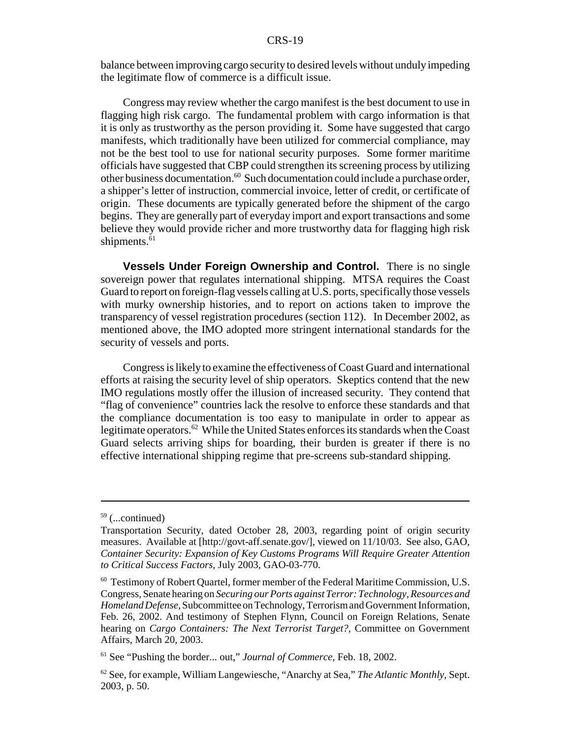balance between improving cargo security to desired levels without unduly impeding the legitimate flow of commerce is a difficult issue.

Congress may review whether the cargo manifest is the best document to use in flagging high risk cargo. The fundamental problem with cargo information is that it is only as trustworthy as the person providing it. Some have suggested that cargo manifests, which traditionally have been utilized for commercial compliance, may not be the best tool to use for national security purposes. Some former maritime officials have suggested that CBP could strengthen its screening process by utilizing other business documentation.[60] Such documentation could include a purchase order, a shipper's letter of instruction, commercial invoice, letter of credit, or certificate of origin. These documents are typically generated before the shipment of the cargo begins. They are generally part of everyday import and export transactions and some believe they would provide richer and more trustworthy data for flagging high risk shipments.[61]

**Vessels Under Foreign Ownership and Control.** There is no single sovereign power that regulates international shipping. MTSA requires the Coast Guard to report on foreign-flag vessels calling at U.S. ports, specifically those vessels with murky ownership histories, and to report on actions taken to improve the transparency of vessel registration procedures (section 112). In December 2002, as mentioned above, the IMO adopted more stringent international standards for the security of vessels and ports.

Congress is likely to examine the effectiveness of Coast Guard and international efforts at raising the security level of ship operators. Skeptics contend that the new IMO regulations mostly offer the illusion of increased security. They contend that "flag of convenience" countries lack the resolve to enforce these standards and that the compliance documentation is too easy to manipulate in order to appear as legitimate operators.[62] While the United States enforces its standards when the Coast Guard selects arriving ships for boarding, their burden is greater if there is no effective international shipping regime that pre-screens sub-standard shipping.

---

[59] (...continued)

Transportation Security, dated October 28, 2003, regarding point of origin security measures. Available at [http://govt-aff.senate.gov/], viewed on 11/10/03. See also, GAO, *Container Security: Expansion of Key Customs Programs Will Require Greater Attention to Critical Success Factors,* July 2003, GAO-03-770.

[60] Testimony of Robert Quartel, former member of the Federal Maritime Commission, U.S. Congress, Senate hearing on *Securing our Ports against Terror: Technology, Resources and Homeland Defense,* Subcommittee on Technology, Terrorism and Government Information, Feb. 26, 2002. And testimony of Stephen Flynn, Council on Foreign Relations, Senate hearing on *Cargo Containers: The Next Terrorist Target?*, Committee on Government Affairs, March 20, 2003.

[61] See "Pushing the border... out," *Journal of Commerce,* Feb. 18, 2002.

[62] See, for example, William Langewiesche, "Anarchy at Sea," *The Atlantic Monthly,* Sept. 2003, p. 50.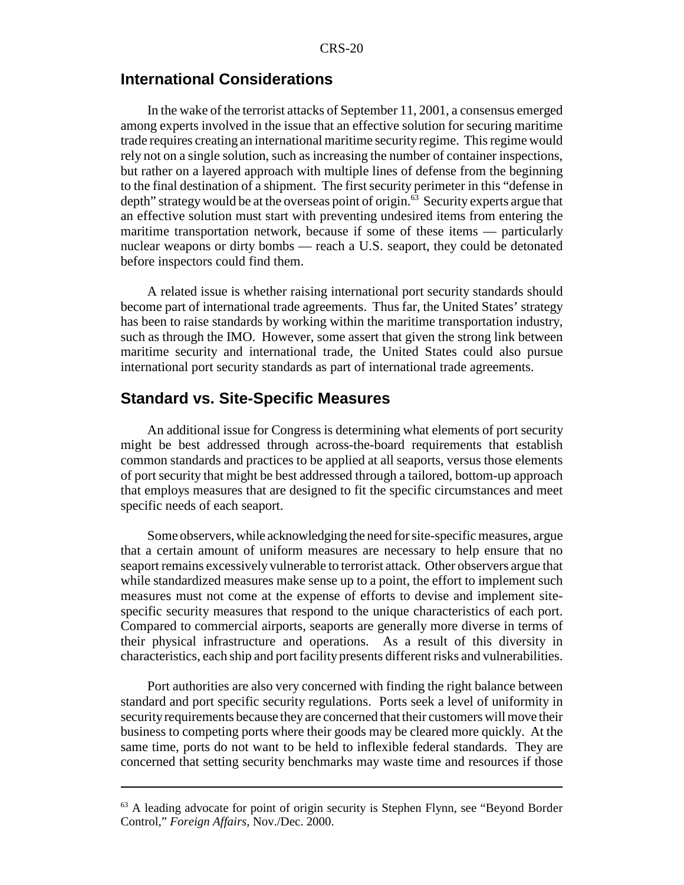## International Considerations

In the wake of the terrorist attacks of September 11, 2001, a consensus emerged among experts involved in the issue that an effective solution for securing maritime trade requires creating an international maritime security regime. This regime would rely not on a single solution, such as increasing the number of container inspections, but rather on a layered approach with multiple lines of defense from the beginning to the final destination of a shipment. The first security perimeter in this "defense in depth" strategy would be at the overseas point of origin.[63] Security experts argue that an effective solution must start with preventing undesired items from entering the maritime transportation network, because if some of these items — particularly nuclear weapons or dirty bombs — reach a U.S. seaport, they could be detonated before inspectors could find them.

A related issue is whether raising international port security standards should become part of international trade agreements. Thus far, the United States' strategy has been to raise standards by working within the maritime transportation industry, such as through the IMO. However, some assert that given the strong link between maritime security and international trade, the United States could also pursue international port security standards as part of international trade agreements.

## Standard vs. Site-Specific Measures

An additional issue for Congress is determining what elements of port security might be best addressed through across-the-board requirements that establish common standards and practices to be applied at all seaports, versus those elements of port security that might be best addressed through a tailored, bottom-up approach that employs measures that are designed to fit the specific circumstances and meet specific needs of each seaport.

Some observers, while acknowledging the need for site-specific measures, argue that a certain amount of uniform measures are necessary to help ensure that no seaport remains excessively vulnerable to terrorist attack. Other observers argue that while standardized measures make sense up to a point, the effort to implement such measures must not come at the expense of efforts to devise and implement site-specific security measures that respond to the unique characteristics of each port. Compared to commercial airports, seaports are generally more diverse in terms of their physical infrastructure and operations. As a result of this diversity in characteristics, each ship and port facility presents different risks and vulnerabilities.

Port authorities are also very concerned with finding the right balance between standard and port specific security regulations. Ports seek a level of uniformity in security requirements because they are concerned that their customers will move their business to competing ports where their goods may be cleared more quickly. At the same time, ports do not want to be held to inflexible federal standards. They are concerned that setting security benchmarks may waste time and resources if those

---

[63] A leading advocate for point of origin security is Stephen Flynn, see "Beyond Border Control," *Foreign Affairs*, Nov./Dec. 2000.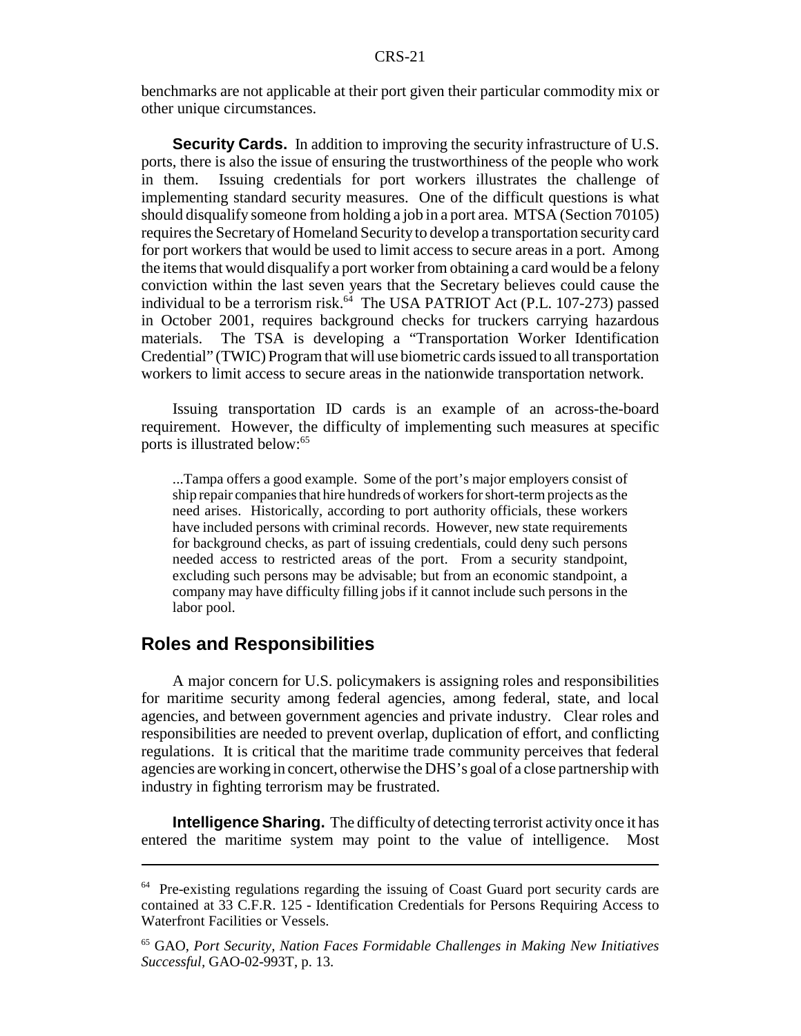benchmarks are not applicable at their port given their particular commodity mix or other unique circumstances.

**Security Cards.** In addition to improving the security infrastructure of U.S. ports, there is also the issue of ensuring the trustworthiness of the people who work in them. Issuing credentials for port workers illustrates the challenge of implementing standard security measures. One of the difficult questions is what should disqualify someone from holding a job in a port area. MTSA (Section 70105) requires the Secretary of Homeland Security to develop a transportation security card for port workers that would be used to limit access to secure areas in a port. Among the items that would disqualify a port worker from obtaining a card would be a felony conviction within the last seven years that the Secretary believes could cause the individual to be a terrorism risk.[64] The USA PATRIOT Act (P.L. 107-273) passed in October 2001, requires background checks for truckers carrying hazardous materials. The TSA is developing a "Transportation Worker Identification Credential" (TWIC) Program that will use biometric cards issued to all transportation workers to limit access to secure areas in the nationwide transportation network.

Issuing transportation ID cards is an example of an across-the-board requirement. However, the difficulty of implementing such measures at specific ports is illustrated below:[65]

> ...Tampa offers a good example. Some of the port's major employers consist of ship repair companies that hire hundreds of workers for short-term projects as the need arises. Historically, according to port authority officials, these workers have included persons with criminal records. However, new state requirements for background checks, as part of issuing credentials, could deny such persons needed access to restricted areas of the port. From a security standpoint, excluding such persons may be advisable; but from an economic standpoint, a company may have difficulty filling jobs if it cannot include such persons in the labor pool.

## Roles and Responsibilities

A major concern for U.S. policymakers is assigning roles and responsibilities for maritime security among federal agencies, among federal, state, and local agencies, and between government agencies and private industry. Clear roles and responsibilities are needed to prevent overlap, duplication of effort, and conflicting regulations. It is critical that the maritime trade community perceives that federal agencies are working in concert, otherwise the DHS's goal of a close partnership with industry in fighting terrorism may be frustrated.

**Intelligence Sharing.** The difficulty of detecting terrorist activity once it has entered the maritime system may point to the value of intelligence. Most

---

[64] Pre-existing regulations regarding the issuing of Coast Guard port security cards are contained at 33 C.F.R. 125 - Identification Credentials for Persons Requiring Access to Waterfront Facilities or Vessels.

[65] GAO, *Port Security, Nation Faces Formidable Challenges in Making New Initiatives Successful*, GAO-02-993T, p. 13.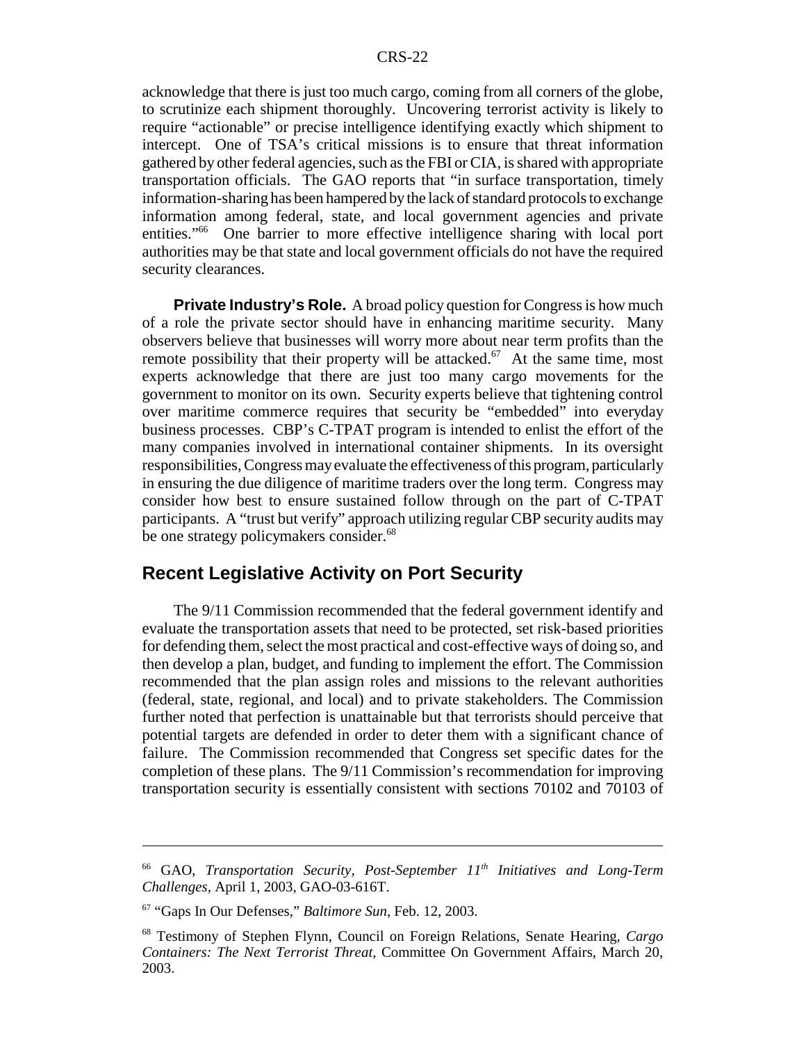acknowledge that there is just too much cargo, coming from all corners of the globe, to scrutinize each shipment thoroughly. Uncovering terrorist activity is likely to require "actionable" or precise intelligence identifying exactly which shipment to intercept. One of TSA's critical missions is to ensure that threat information gathered by other federal agencies, such as the FBI or CIA, is shared with appropriate transportation officials. The GAO reports that "in surface transportation, timely information-sharing has been hampered by the lack of standard protocols to exchange information among federal, state, and local government agencies and private entities."[66] One barrier to more effective intelligence sharing with local port authorities may be that state and local government officials do not have the required security clearances.

**Private Industry's Role.** A broad policy question for Congress is how much of a role the private sector should have in enhancing maritime security. Many observers believe that businesses will worry more about near term profits than the remote possibility that their property will be attacked.[67] At the same time, most experts acknowledge that there are just too many cargo movements for the government to monitor on its own. Security experts believe that tightening control over maritime commerce requires that security be "embedded" into everyday business processes. CBP's C-TPAT program is intended to enlist the effort of the many companies involved in international container shipments. In its oversight responsibilities, Congress may evaluate the effectiveness of this program, particularly in ensuring the due diligence of maritime traders over the long term. Congress may consider how best to ensure sustained follow through on the part of C-TPAT participants. A "trust but verify" approach utilizing regular CBP security audits may be one strategy policymakers consider.[68]

## Recent Legislative Activity on Port Security

The 9/11 Commission recommended that the federal government identify and evaluate the transportation assets that need to be protected, set risk-based priorities for defending them, select the most practical and cost-effective ways of doing so, and then develop a plan, budget, and funding to implement the effort. The Commission recommended that the plan assign roles and missions to the relevant authorities (federal, state, regional, and local) and to private stakeholders. The Commission further noted that perfection is unattainable but that terrorists should perceive that potential targets are defended in order to deter them with a significant chance of failure. The Commission recommended that Congress set specific dates for the completion of these plans. The 9/11 Commission's recommendation for improving transportation security is essentially consistent with sections 70102 and 70103 of

---

[66] GAO, *Transportation Security, Post-September 11th Initiatives and Long-Term Challenges*, April 1, 2003, GAO-03-616T.

[67] "Gaps In Our Defenses," *Baltimore Sun*, Feb. 12, 2003.

[68] Testimony of Stephen Flynn, Council on Foreign Relations, Senate Hearing, *Cargo Containers: The Next Terrorist Threat,* Committee On Government Affairs, March 20, 2003.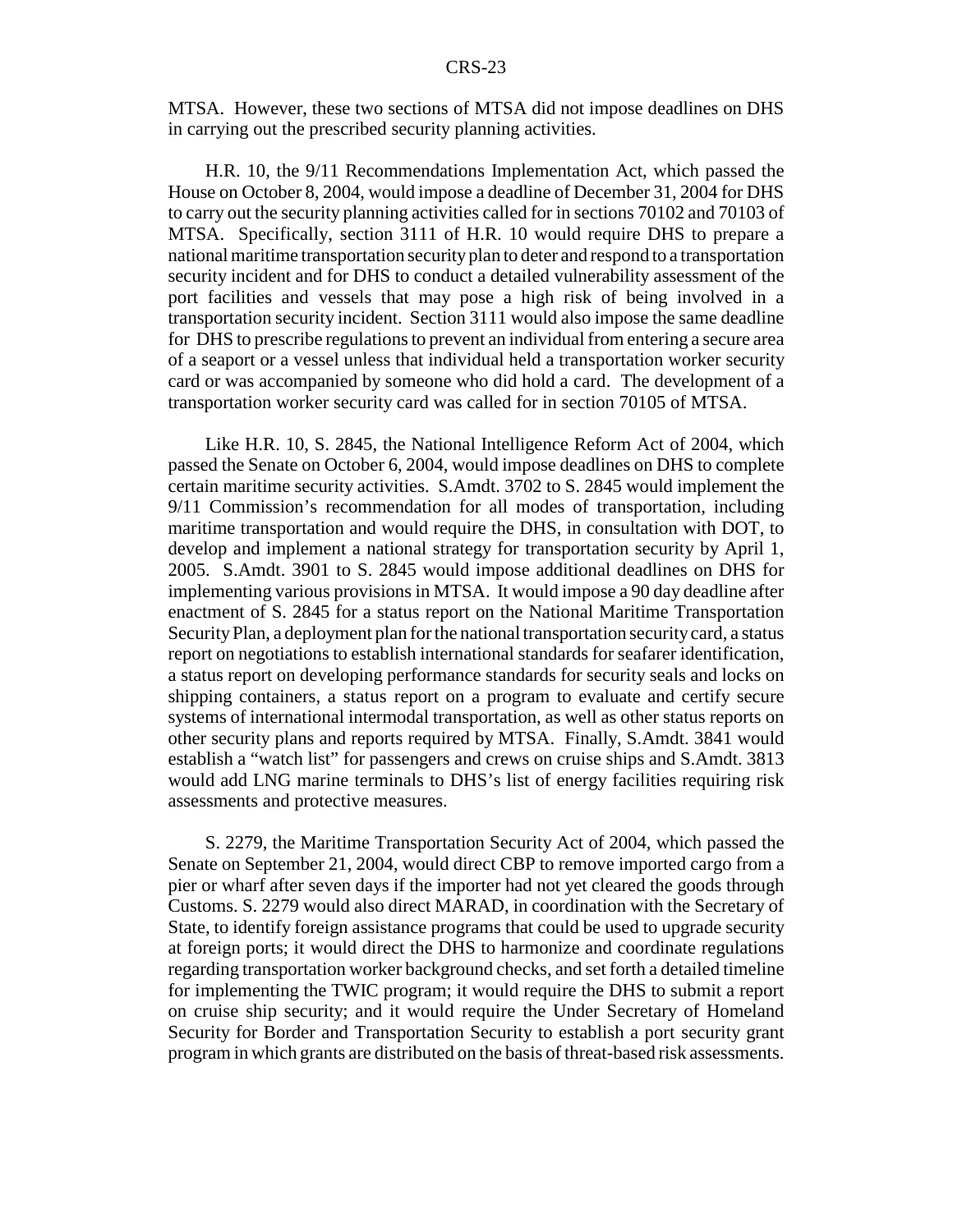MTSA. However, these two sections of MTSA did not impose deadlines on DHS in carrying out the prescribed security planning activities.

H.R. 10, the 9/11 Recommendations Implementation Act, which passed the House on October 8, 2004, would impose a deadline of December 31, 2004 for DHS to carry out the security planning activities called for in sections 70102 and 70103 of MTSA. Specifically, section 3111 of H.R. 10 would require DHS to prepare a national maritime transportation security plan to deter and respond to a transportation security incident and for DHS to conduct a detailed vulnerability assessment of the port facilities and vessels that may pose a high risk of being involved in a transportation security incident. Section 3111 would also impose the same deadline for DHS to prescribe regulations to prevent an individual from entering a secure area of a seaport or a vessel unless that individual held a transportation worker security card or was accompanied by someone who did hold a card. The development of a transportation worker security card was called for in section 70105 of MTSA.

Like H.R. 10, S. 2845, the National Intelligence Reform Act of 2004, which passed the Senate on October 6, 2004, would impose deadlines on DHS to complete certain maritime security activities. S.Amdt. 3702 to S. 2845 would implement the 9/11 Commission's recommendation for all modes of transportation, including maritime transportation and would require the DHS, in consultation with DOT, to develop and implement a national strategy for transportation security by April 1, 2005. S.Amdt. 3901 to S. 2845 would impose additional deadlines on DHS for implementing various provisions in MTSA. It would impose a 90 day deadline after enactment of S. 2845 for a status report on the National Maritime Transportation Security Plan, a deployment plan for the national transportation security card, a status report on negotiations to establish international standards for seafarer identification, a status report on developing performance standards for security seals and locks on shipping containers, a status report on a program to evaluate and certify secure systems of international intermodal transportation, as well as other status reports on other security plans and reports required by MTSA. Finally, S.Amdt. 3841 would establish a "watch list" for passengers and crews on cruise ships and S.Amdt. 3813 would add LNG marine terminals to DHS's list of energy facilities requiring risk assessments and protective measures.

S. 2279, the Maritime Transportation Security Act of 2004, which passed the Senate on September 21, 2004, would direct CBP to remove imported cargo from a pier or wharf after seven days if the importer had not yet cleared the goods through Customs. S. 2279 would also direct MARAD, in coordination with the Secretary of State, to identify foreign assistance programs that could be used to upgrade security at foreign ports; it would direct the DHS to harmonize and coordinate regulations regarding transportation worker background checks, and set forth a detailed timeline for implementing the TWIC program; it would require the DHS to submit a report on cruise ship security; and it would require the Under Secretary of Homeland Security for Border and Transportation Security to establish a port security grant program in which grants are distributed on the basis of threat-based risk assessments.